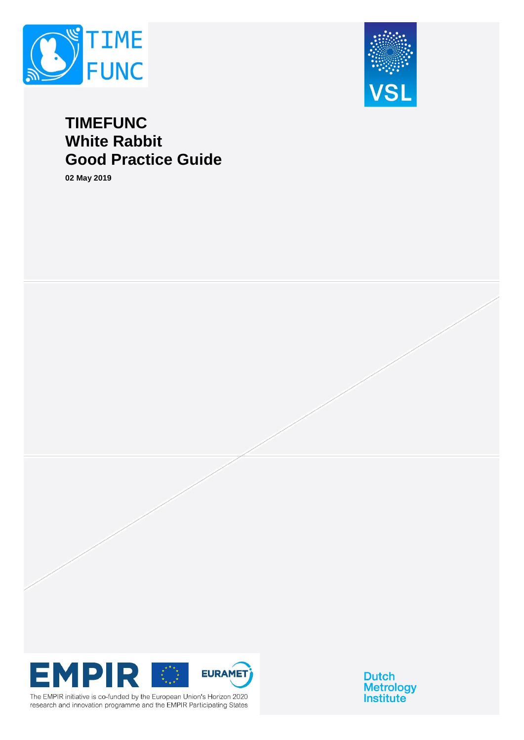# TIMEFUNC
# White Rabbit
# Good Practice Guide

**02 May 2019**

The EMPIR initiative is co-funded by the European Union's Horizon 2020 research and innovation programme and the EMPIR Participating States

Dutch Metrology Institute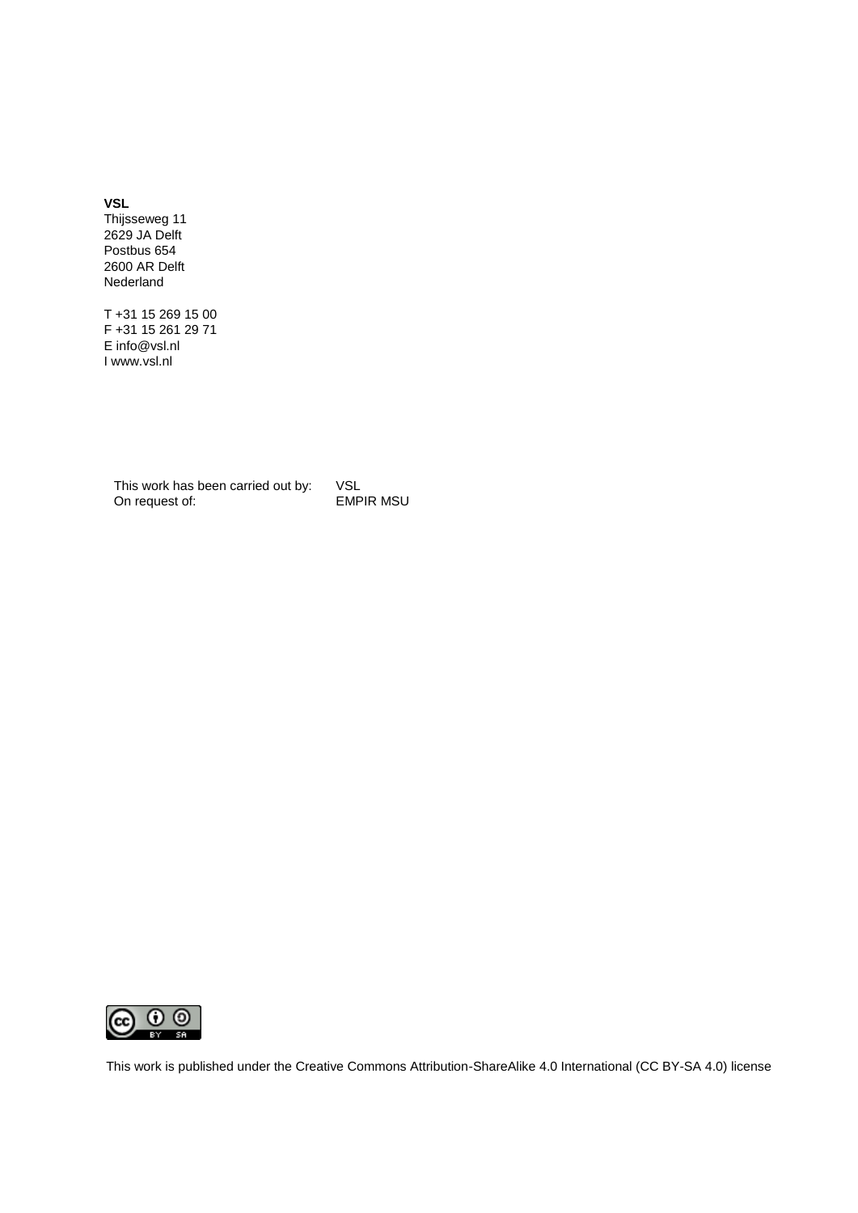**VSL**
Thijsseweg 11
2629 JA Delft
Postbus 654
2600 AR Delft
Nederland

T +31 15 269 15 00
F +31 15 261 29 71
E info@vsl.nl
I www.vsl.nl

| | |
|---|---|
| This work has been carried out by: | VSL |
| On request of: | EMPIR MSU |

This work is published under the Creative Commons Attribution-ShareAlike 4.0 International (CC BY-SA 4.0) license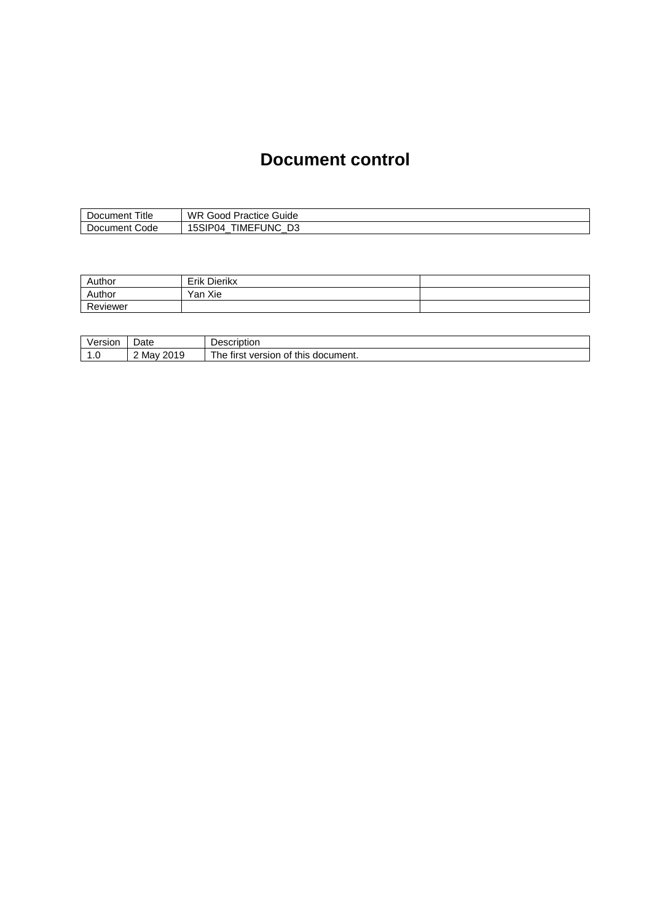# Document control

| Document Title | WR Good Practice Guide |
|---|---|
| Document Code | 15SIP04_TIMEFUNC_D3 |

| Author | Erik Dierikx | |
|---|---|---|
| Author | Yan Xie | |
| Reviewer | | |

| Version | Date | Description |
|---|---|---|
| 1.0 | 2 May 2019 | The first version of this document. |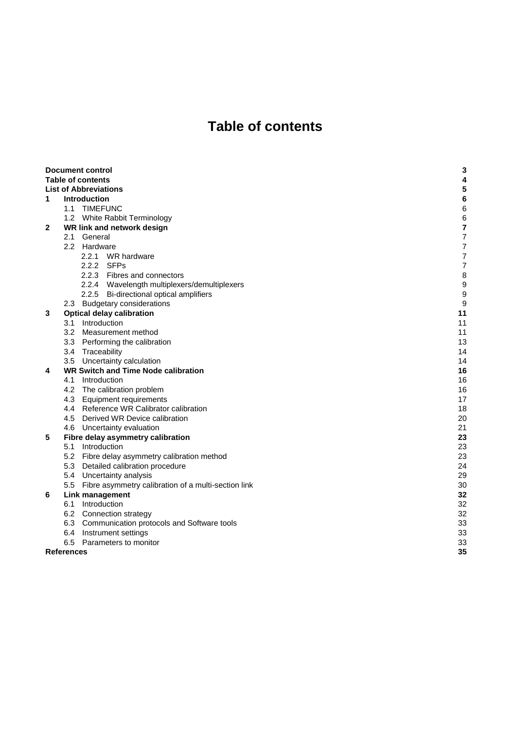# Table of contents

**Document control** 3

**Table of contents** 4

**List of Abbreviations** 5

**1 Introduction** 6

- 1.1 TIMEFUNC 6
- 1.2 White Rabbit Terminology 6

**2 WR link and network design** 7

- 2.1 General 7
- 2.2 Hardware 7
  - 2.2.1 WR hardware 7
  - 2.2.2 SFPs 7
  - 2.2.3 Fibres and connectors 8
  - 2.2.4 Wavelength multiplexers/demultiplexers 9
  - 2.2.5 Bi-directional optical amplifiers 9
- 2.3 Budgetary considerations 9

**3 Optical delay calibration** 11

- 3.1 Introduction 11
- 3.2 Measurement method 11
- 3.3 Performing the calibration 13
- 3.4 Traceability 14
- 3.5 Uncertainty calculation 14

**4 WR Switch and Time Node calibration** 16

- 4.1 Introduction 16
- 4.2 The calibration problem 16
- 4.3 Equipment requirements 17
- 4.4 Reference WR Calibrator calibration 18
- 4.5 Derived WR Device calibration 20
- 4.6 Uncertainty evaluation 21

**5 Fibre delay asymmetry calibration** 23

- 5.1 Introduction 23
- 5.2 Fibre delay asymmetry calibration method 23
- 5.3 Detailed calibration procedure 24
- 5.4 Uncertainty analysis 29
- 5.5 Fibre asymmetry calibration of a multi-section link 30

**6 Link management** 32

- 6.1 Introduction 32
- 6.2 Connection strategy 32
- 6.3 Communication protocols and Software tools 33
- 6.4 Instrument settings 33
- 6.5 Parameters to monitor 33

**References** 35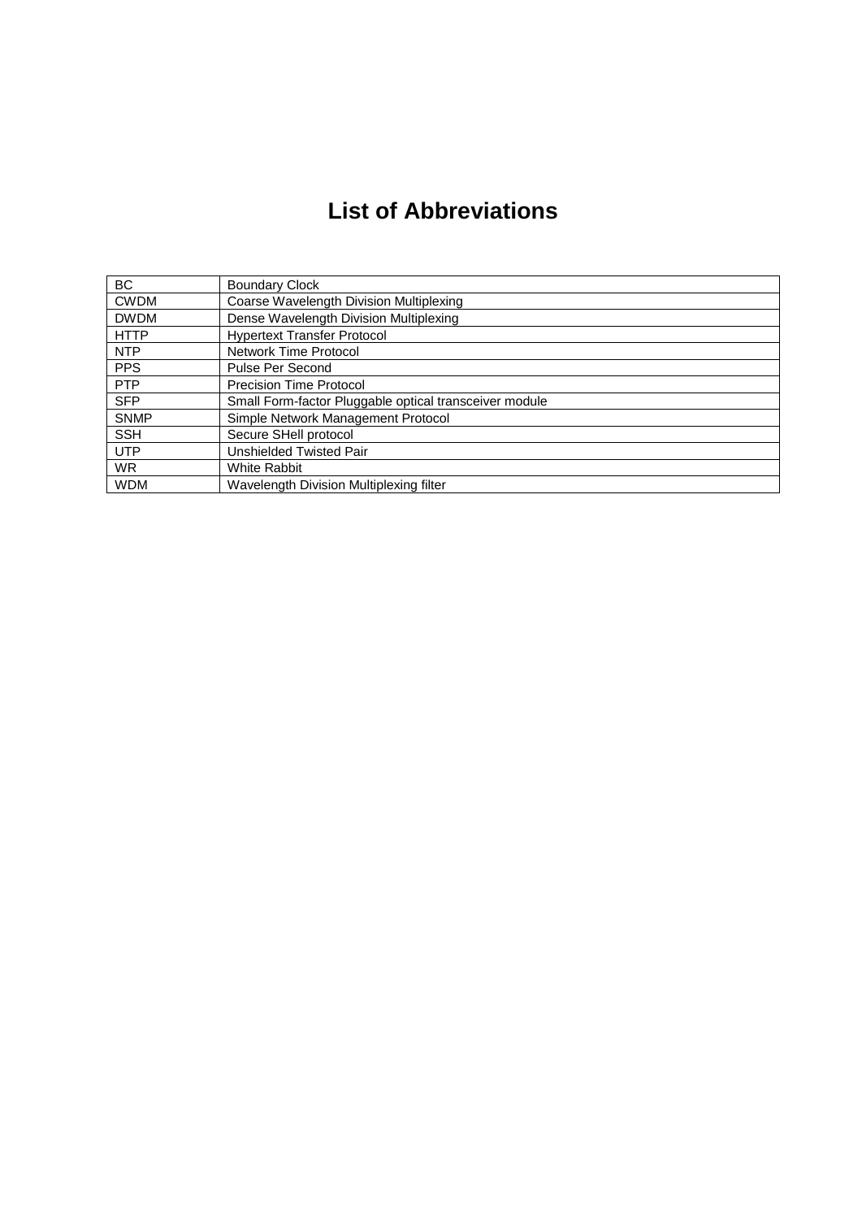# List of Abbreviations

| | |
|---|---|
| BC | Boundary Clock |
| CWDM | Coarse Wavelength Division Multiplexing |
| DWDM | Dense Wavelength Division Multiplexing |
| HTTP | Hypertext Transfer Protocol |
| NTP | Network Time Protocol |
| PPS | Pulse Per Second |
| PTP | Precision Time Protocol |
| SFP | Small Form-factor Pluggable optical transceiver module |
| SNMP | Simple Network Management Protocol |
| SSH | Secure SHell protocol |
| UTP | Unshielded Twisted Pair |
| WR | White Rabbit |
| WDM | Wavelength Division Multiplexing filter |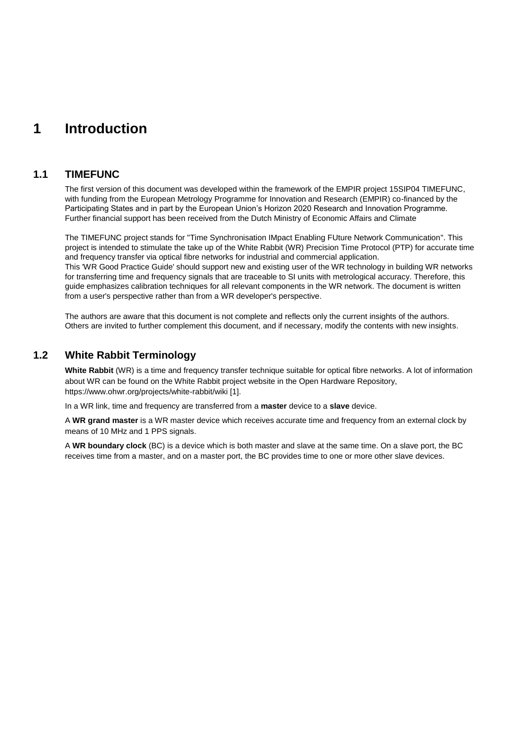# 1 Introduction

## 1.1 TIMEFUNC

The first version of this document was developed within the framework of the EMPIR project 15SIP04 TIMEFUNC, with funding from the European Metrology Programme for Innovation and Research (EMPIR) co-financed by the Participating States and in part by the European Union's Horizon 2020 Research and Innovation Programme. Further financial support has been received from the Dutch Ministry of Economic Affairs and Climate

The TIMEFUNC project stands for "Time Synchronisation IMpact Enabling FUture Network Communication". This project is intended to stimulate the take up of the White Rabbit (WR) Precision Time Protocol (PTP) for accurate time and frequency transfer via optical fibre networks for industrial and commercial application.
This 'WR Good Practice Guide' should support new and existing user of the WR technology in building WR networks for transferring time and frequency signals that are traceable to SI units with metrological accuracy. Therefore, this guide emphasizes calibration techniques for all relevant components in the WR network. The document is written from a user's perspective rather than from a WR developer's perspective.

The authors are aware that this document is not complete and reflects only the current insights of the authors. Others are invited to further complement this document, and if necessary, modify the contents with new insights.

## 1.2 White Rabbit Terminology

**White Rabbit** (WR) is a time and frequency transfer technique suitable for optical fibre networks. A lot of information about WR can be found on the White Rabbit project website in the Open Hardware Repository, https://www.ohwr.org/projects/white-rabbit/wiki [1].

In a WR link, time and frequency are transferred from a **master** device to a **slave** device.

A **WR grand master** is a WR master device which receives accurate time and frequency from an external clock by means of 10 MHz and 1 PPS signals.

A **WR boundary clock** (BC) is a device which is both master and slave at the same time. On a slave port, the BC receives time from a master, and on a master port, the BC provides time to one or more other slave devices.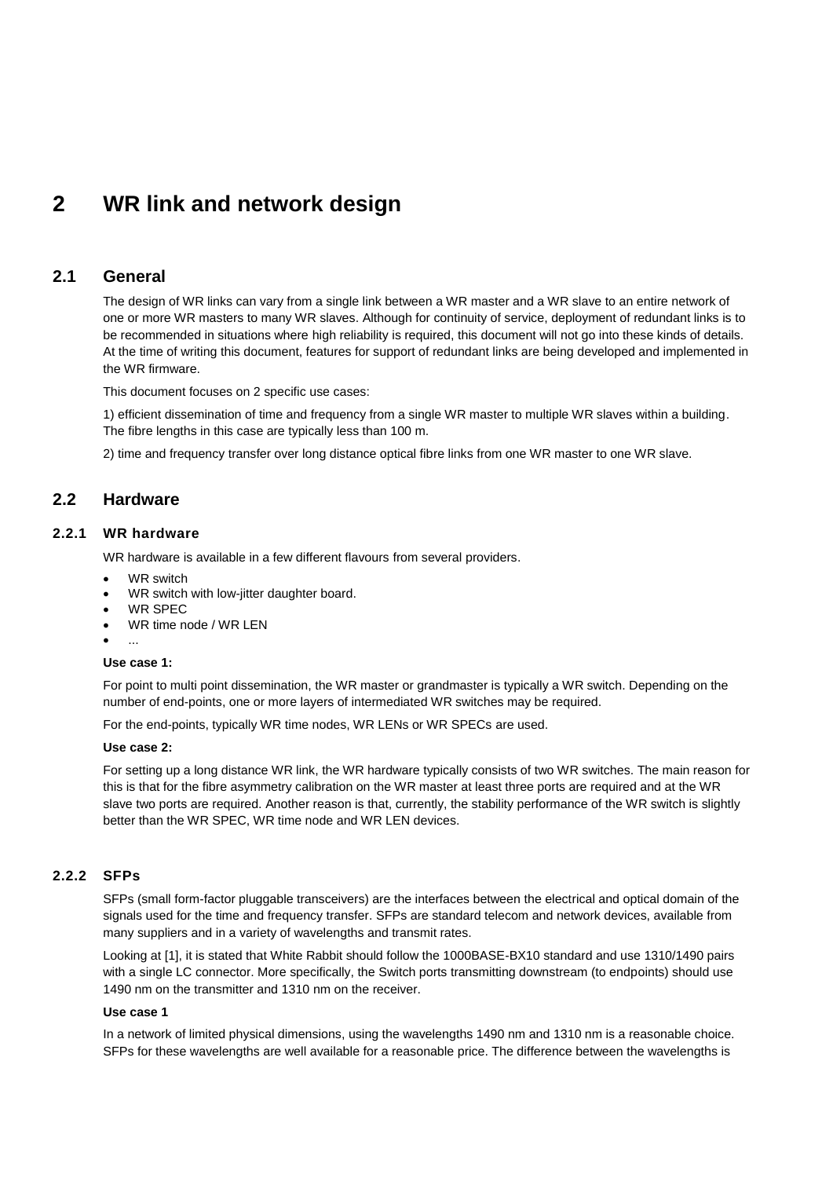# 2 WR link and network design

## 2.1 General

The design of WR links can vary from a single link between a WR master and a WR slave to an entire network of one or more WR masters to many WR slaves. Although for continuity of service, deployment of redundant links is to be recommended in situations where high reliability is required, this document will not go into these kinds of details. At the time of writing this document, features for support of redundant links are being developed and implemented in the WR firmware.

This document focuses on 2 specific use cases:

1) efficient dissemination of time and frequency from a single WR master to multiple WR slaves within a building. The fibre lengths in this case are typically less than 100 m.

2) time and frequency transfer over long distance optical fibre links from one WR master to one WR slave.

## 2.2 Hardware

### 2.2.1 WR hardware

WR hardware is available in a few different flavours from several providers.

- WR switch
- WR switch with low-jitter daughter board.
- WR SPEC
- WR time node / WR LEN
- ...

**Use case 1:**

For point to multi point dissemination, the WR master or grandmaster is typically a WR switch. Depending on the number of end-points, one or more layers of intermediated WR switches may be required.

For the end-points, typically WR time nodes, WR LENs or WR SPECs are used.

**Use case 2:**

For setting up a long distance WR link, the WR hardware typically consists of two WR switches. The main reason for this is that for the fibre asymmetry calibration on the WR master at least three ports are required and at the WR slave two ports are required. Another reason is that, currently, the stability performance of the WR switch is slightly better than the WR SPEC, WR time node and WR LEN devices.

### 2.2.2 SFPs

SFPs (small form-factor pluggable transceivers) are the interfaces between the electrical and optical domain of the signals used for the time and frequency transfer. SFPs are standard telecom and network devices, available from many suppliers and in a variety of wavelengths and transmit rates.

Looking at [1], it is stated that White Rabbit should follow the 1000BASE-BX10 standard and use 1310/1490 pairs with a single LC connector. More specifically, the Switch ports transmitting downstream (to endpoints) should use 1490 nm on the transmitter and 1310 nm on the receiver.

**Use case 1**

In a network of limited physical dimensions, using the wavelengths 1490 nm and 1310 nm is a reasonable choice. SFPs for these wavelengths are well available for a reasonable price. The difference between the wavelengths is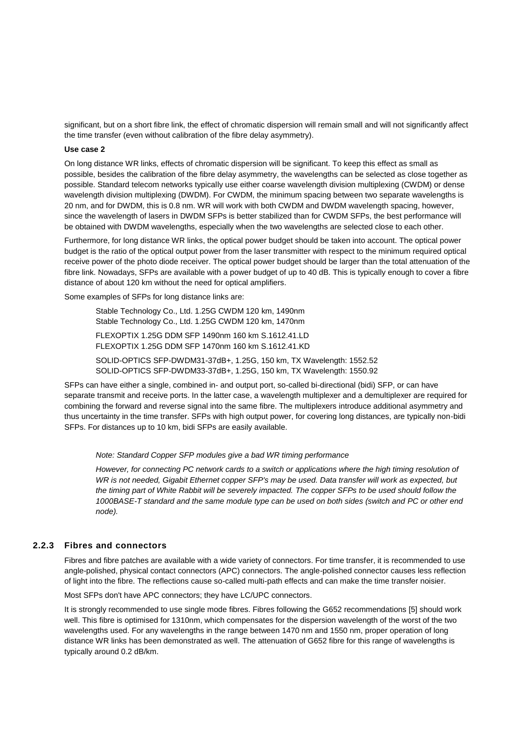significant, but on a short fibre link, the effect of chromatic dispersion will remain small and will not significantly affect the time transfer (even without calibration of the fibre delay asymmetry).

**Use case 2**

On long distance WR links, effects of chromatic dispersion will be significant. To keep this effect as small as possible, besides the calibration of the fibre delay asymmetry, the wavelengths can be selected as close together as possible. Standard telecom networks typically use either coarse wavelength division multiplexing (CWDM) or dense wavelength division multiplexing (DWDM). For CWDM, the minimum spacing between two separate wavelengths is 20 nm, and for DWDM, this is 0.8 nm. WR will work with both CWDM and DWDM wavelength spacing, however, since the wavelength of lasers in DWDM SFPs is better stabilized than for CWDM SFPs, the best performance will be obtained with DWDM wavelengths, especially when the two wavelengths are selected close to each other.

Furthermore, for long distance WR links, the optical power budget should be taken into account. The optical power budget is the ratio of the optical output power from the laser transmitter with respect to the minimum required optical receive power of the photo diode receiver. The optical power budget should be larger than the total attenuation of the fibre link. Nowadays, SFPs are available with a power budget of up to 40 dB. This is typically enough to cover a fibre distance of about 120 km without the need for optical amplifiers.

Some examples of SFPs for long distance links are:

Stable Technology Co., Ltd. 1.25G CWDM 120 km, 1490nm
Stable Technology Co., Ltd. 1.25G CWDM 120 km, 1470nm

FLEXOPTIX 1.25G DDM SFP 1490nm 160 km S.1612.41.LD
FLEXOPTIX 1.25G DDM SFP 1470nm 160 km S.1612.41.KD

SOLID-OPTICS SFP-DWDM31-37dB+, 1.25G, 150 km, TX Wavelength: 1552.52
SOLID-OPTICS SFP-DWDM33-37dB+, 1.25G, 150 km, TX Wavelength: 1550.92

SFPs can have either a single, combined in- and output port, so-called bi-directional (bidi) SFP, or can have separate transmit and receive ports. In the latter case, a wavelength multiplexer and a demultiplexer are required for combining the forward and reverse signal into the same fibre. The multiplexers introduce additional asymmetry and thus uncertainty in the time transfer. SFPs with high output power, for covering long distances, are typically non-bidi SFPs. For distances up to 10 km, bidi SFPs are easily available.

*Note: Standard Copper SFP modules give a bad WR timing performance*

*However, for connecting PC network cards to a switch or applications where the high timing resolution of WR is not needed, Gigabit Ethernet copper SFP's may be used. Data transfer will work as expected, but the timing part of White Rabbit will be severely impacted. The copper SFPs to be used should follow the 1000BASE-T standard and the same module type can be used on both sides (switch and PC or other end node).*

### 2.2.3 Fibres and connectors

Fibres and fibre patches are available with a wide variety of connectors. For time transfer, it is recommended to use angle-polished, physical contact connectors (APC) connectors. The angle-polished connector causes less reflection of light into the fibre. The reflections cause so-called multi-path effects and can make the time transfer noisier.

Most SFPs don't have APC connectors; they have LC/UPC connectors.

It is strongly recommended to use single mode fibres. Fibres following the G652 recommendations [5] should work well. This fibre is optimised for 1310nm, which compensates for the dispersion wavelength of the worst of the two wavelengths used. For any wavelengths in the range between 1470 nm and 1550 nm, proper operation of long distance WR links has been demonstrated as well. The attenuation of G652 fibre for this range of wavelengths is typically around 0.2 dB/km.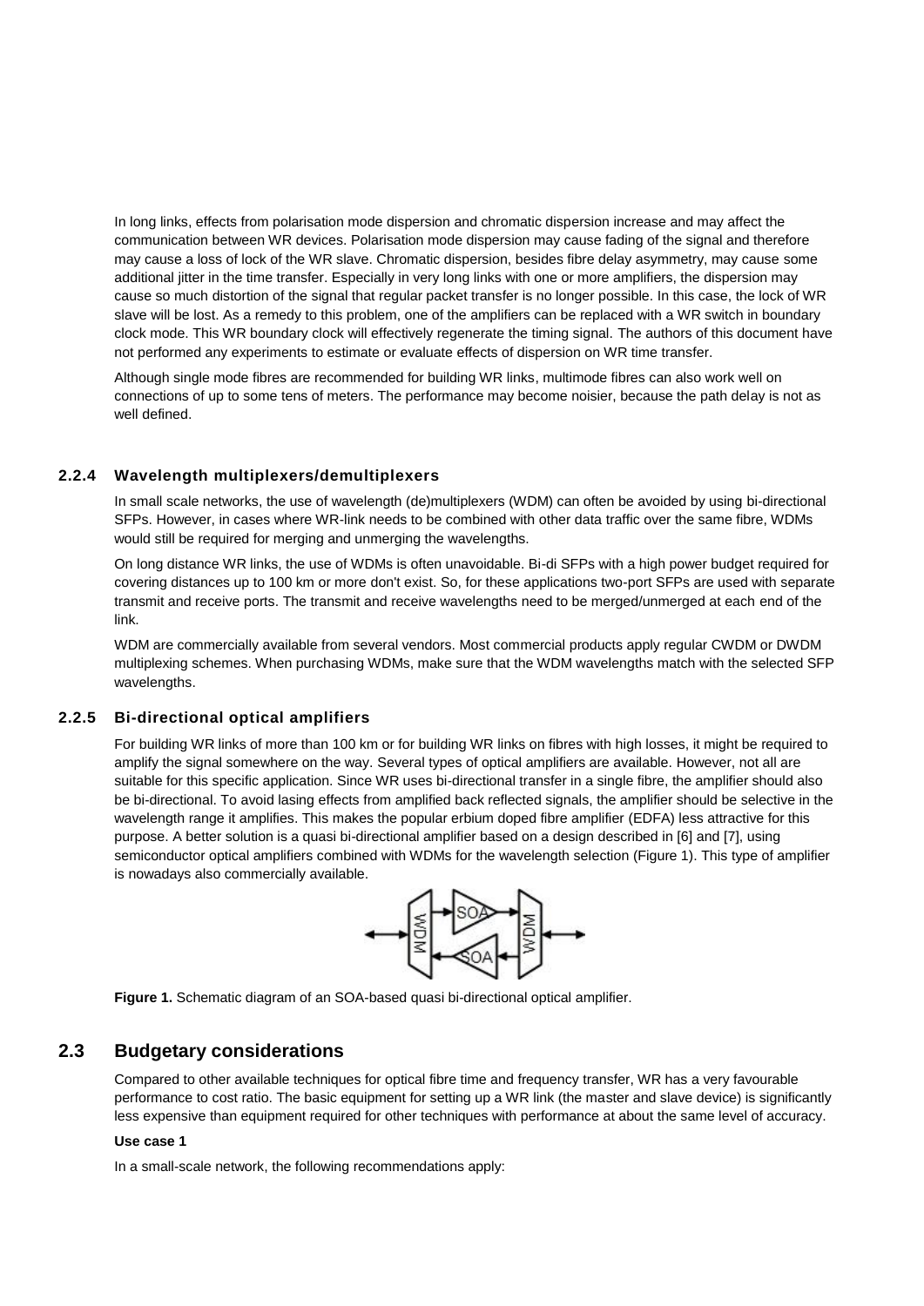In long links, effects from polarisation mode dispersion and chromatic dispersion increase and may affect the communication between WR devices. Polarisation mode dispersion may cause fading of the signal and therefore may cause a loss of lock of the WR slave. Chromatic dispersion, besides fibre delay asymmetry, may cause some additional jitter in the time transfer. Especially in very long links with one or more amplifiers, the dispersion may cause so much distortion of the signal that regular packet transfer is no longer possible. In this case, the lock of WR slave will be lost. As a remedy to this problem, one of the amplifiers can be replaced with a WR switch in boundary clock mode. This WR boundary clock will effectively regenerate the timing signal. The authors of this document have not performed any experiments to estimate or evaluate effects of dispersion on WR time transfer.

Although single mode fibres are recommended for building WR links, multimode fibres can also work well on connections of up to some tens of meters. The performance may become noisier, because the path delay is not as well defined.

### 2.2.4 Wavelength multiplexers/demultiplexers

In small scale networks, the use of wavelength (de)multiplexers (WDM) can often be avoided by using bi-directional SFPs. However, in cases where WR-link needs to be combined with other data traffic over the same fibre, WDMs would still be required for merging and unmerging the wavelengths.

On long distance WR links, the use of WDMs is often unavoidable. Bi-di SFPs with a high power budget required for covering distances up to 100 km or more don't exist. So, for these applications two-port SFPs are used with separate transmit and receive ports. The transmit and receive wavelengths need to be merged/unmerged at each end of the link.

WDM are commercially available from several vendors. Most commercial products apply regular CWDM or DWDM multiplexing schemes. When purchasing WDMs, make sure that the WDM wavelengths match with the selected SFP wavelengths.

### 2.2.5 Bi-directional optical amplifiers

For building WR links of more than 100 km or for building WR links on fibres with high losses, it might be required to amplify the signal somewhere on the way. Several types of optical amplifiers are available. However, not all are suitable for this specific application. Since WR uses bi-directional transfer in a single fibre, the amplifier should also be bi-directional. To avoid lasing effects from amplified back reflected signals, the amplifier should be selective in the wavelength range it amplifies. This makes the popular erbium doped fibre amplifier (EDFA) less attractive for this purpose. A better solution is a quasi bi-directional amplifier based on a design described in [6] and [7], using semiconductor optical amplifiers combined with WDMs for the wavelength selection (Figure 1). This type of amplifier is nowadays also commercially available.

**Figure 1.** Schematic diagram of an SOA-based quasi bi-directional optical amplifier.

## 2.3 Budgetary considerations

Compared to other available techniques for optical fibre time and frequency transfer, WR has a very favourable performance to cost ratio. The basic equipment for setting up a WR link (the master and slave device) is significantly less expensive than equipment required for other techniques with performance at about the same level of accuracy.

**Use case 1**

In a small-scale network, the following recommendations apply: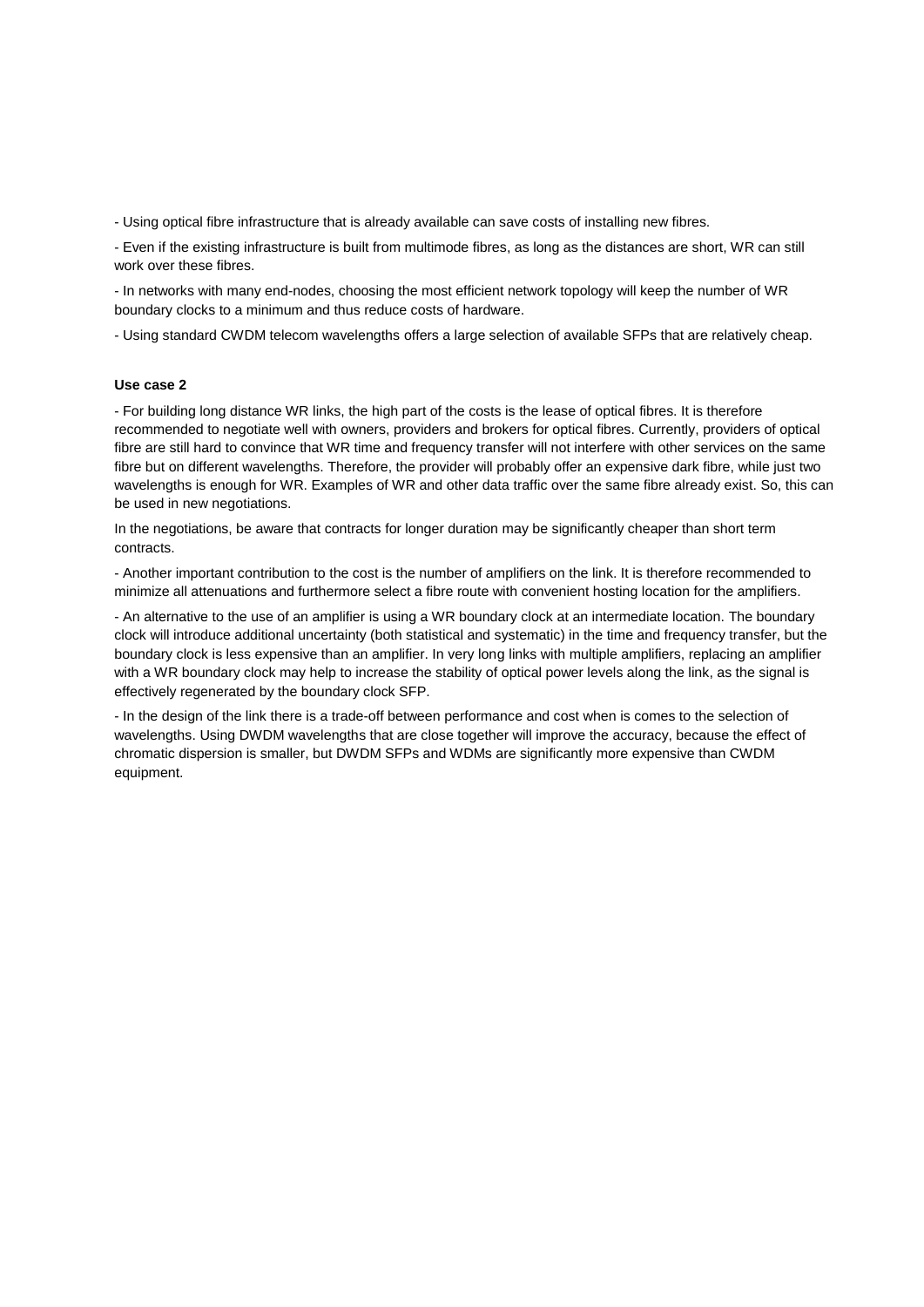- Using optical fibre infrastructure that is already available can save costs of installing new fibres.

- Even if the existing infrastructure is built from multimode fibres, as long as the distances are short, WR can still work over these fibres.

- In networks with many end-nodes, choosing the most efficient network topology will keep the number of WR boundary clocks to a minimum and thus reduce costs of hardware.

- Using standard CWDM telecom wavelengths offers a large selection of available SFPs that are relatively cheap.

**Use case 2**

- For building long distance WR links, the high part of the costs is the lease of optical fibres. It is therefore recommended to negotiate well with owners, providers and brokers for optical fibres. Currently, providers of optical fibre are still hard to convince that WR time and frequency transfer will not interfere with other services on the same fibre but on different wavelengths. Therefore, the provider will probably offer an expensive dark fibre, while just two wavelengths is enough for WR. Examples of WR and other data traffic over the same fibre already exist. So, this can be used in new negotiations.

In the negotiations, be aware that contracts for longer duration may be significantly cheaper than short term contracts.

- Another important contribution to the cost is the number of amplifiers on the link. It is therefore recommended to minimize all attenuations and furthermore select a fibre route with convenient hosting location for the amplifiers.

- An alternative to the use of an amplifier is using a WR boundary clock at an intermediate location. The boundary clock will introduce additional uncertainty (both statistical and systematic) in the time and frequency transfer, but the boundary clock is less expensive than an amplifier. In very long links with multiple amplifiers, replacing an amplifier with a WR boundary clock may help to increase the stability of optical power levels along the link, as the signal is effectively regenerated by the boundary clock SFP.

- In the design of the link there is a trade-off between performance and cost when is comes to the selection of wavelengths. Using DWDM wavelengths that are close together will improve the accuracy, because the effect of chromatic dispersion is smaller, but DWDM SFPs and WDMs are significantly more expensive than CWDM equipment.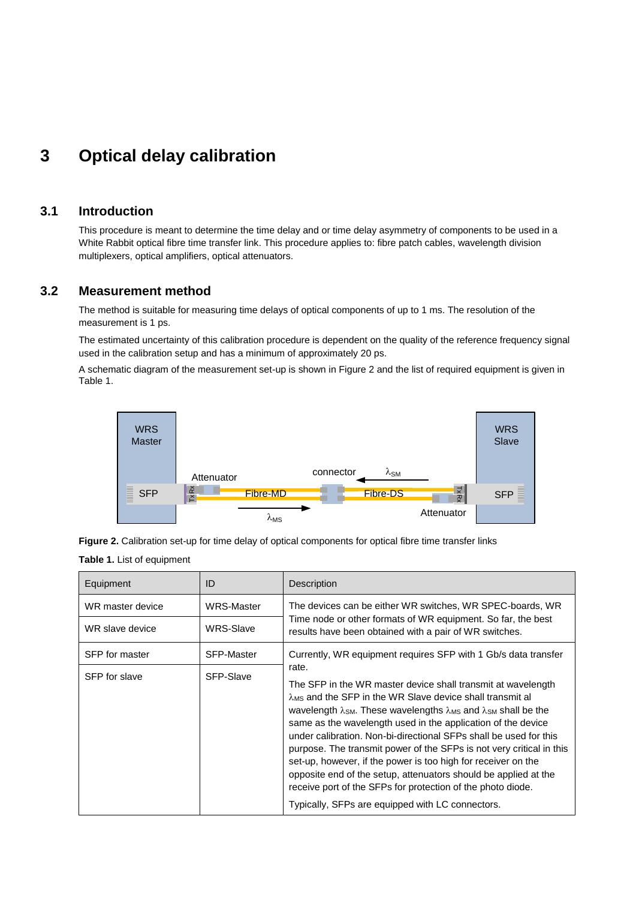# 3 Optical delay calibration

## 3.1 Introduction

This procedure is meant to determine the time delay and or time delay asymmetry of components to be used in a White Rabbit optical fibre time transfer link. This procedure applies to: fibre patch cables, wavelength division multiplexers, optical amplifiers, optical attenuators.

## 3.2 Measurement method

The method is suitable for measuring time delays of optical components of up to 1 ms. The resolution of the measurement is 1 ps.

The estimated uncertainty of this calibration procedure is dependent on the quality of the reference frequency signal used in the calibration setup and has a minimum of approximately 20 ps.

A schematic diagram of the measurement set-up is shown in Figure 2 and the list of required equipment is given in Table 1.

**Figure 2.** Calibration set-up for time delay of optical components for optical fibre time transfer links

**Table 1.** List of equipment

| Equipment | ID | Description |
|---|---|---|
| WR master device | WRS-Master | The devices can be either WR switches, WR SPEC-boards, WR Time node or other formats of WR equipment. So far, the best results have been obtained with a pair of WR switches. |
| WR slave device | WRS-Slave | |
| SFP for master | SFP-Master | Currently, WR equipment requires SFP with 1 Gb/s data transfer rate. The SFP in the WR master device shall transmit at wavelength $\lambda_{MS}$ and the SFP in the WR Slave device shall transmit al wavelength $\lambda_{SM}$. These wavelengths $\lambda_{MS}$ and $\lambda_{SM}$ shall be the same as the wavelength used in the application of the device under calibration. Non-bi-directional SFPs shall be used for this purpose. The transmit power of the SFPs is not very critical in this set-up, however, if the power is too high for receiver on the opposite end of the setup, attenuators should be applied at the receive port of the SFPs for protection of the photo diode. Typically, SFPs are equipped with LC connectors. |
| SFP for slave | SFP-Slave | |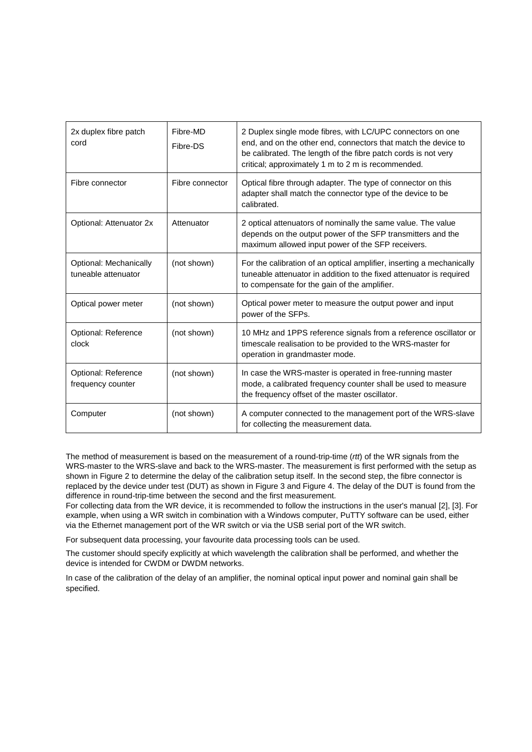| 2x duplex fibre patch cord | Fibre-MD<br>Fibre-DS | 2 Duplex single mode fibres, with LC/UPC connectors on one end, and on the other end, connectors that match the device to be calibrated. The length of the fibre patch cords is not very critical; approximately 1 m to 2 m is recommended. |
|---|---|---|
| Fibre connector | Fibre connector | Optical fibre through adapter. The type of connector on this adapter shall match the connector type of the device to be calibrated. |
| Optional: Attenuator 2x | Attenuator | 2 optical attenuators of nominally the same value. The value depends on the output power of the SFP transmitters and the maximum allowed input power of the SFP receivers. |
| Optional: Mechanically tuneable attenuator | (not shown) | For the calibration of an optical amplifier, inserting a mechanically tuneable attenuator in addition to the fixed attenuator is required to compensate for the gain of the amplifier. |
| Optical power meter | (not shown) | Optical power meter to measure the output power and input power of the SFPs. |
| Optional: Reference clock | (not shown) | 10 MHz and 1PPS reference signals from a reference oscillator or timescale realisation to be provided to the WRS-master for operation in grandmaster mode. |
| Optional: Reference frequency counter | (not shown) | In case the WRS-master is operated in free-running master mode, a calibrated frequency counter shall be used to measure the frequency offset of the master oscillator. |
| Computer | (not shown) | A computer connected to the management port of the WRS-slave for collecting the measurement data. |

The method of measurement is based on the measurement of a round-trip-time (*rtt*) of the WR signals from the WRS-master to the WRS-slave and back to the WRS-master. The measurement is first performed with the setup as shown in Figure 2 to determine the delay of the calibration setup itself. In the second step, the fibre connector is replaced by the device under test (DUT) as shown in Figure 3 and Figure 4. The delay of the DUT is found from the difference in round-trip-time between the second and the first measurement.
For collecting data from the WR device, it is recommended to follow the instructions in the user's manual [2], [3]. For example, when using a WR switch in combination with a Windows computer, PuTTY software can be used, either via the Ethernet management port of the WR switch or via the USB serial port of the WR switch.

For subsequent data processing, your favourite data processing tools can be used.

The customer should specify explicitly at which wavelength the calibration shall be performed, and whether the device is intended for CWDM or DWDM networks.

In case of the calibration of the delay of an amplifier, the nominal optical input power and nominal gain shall be specified.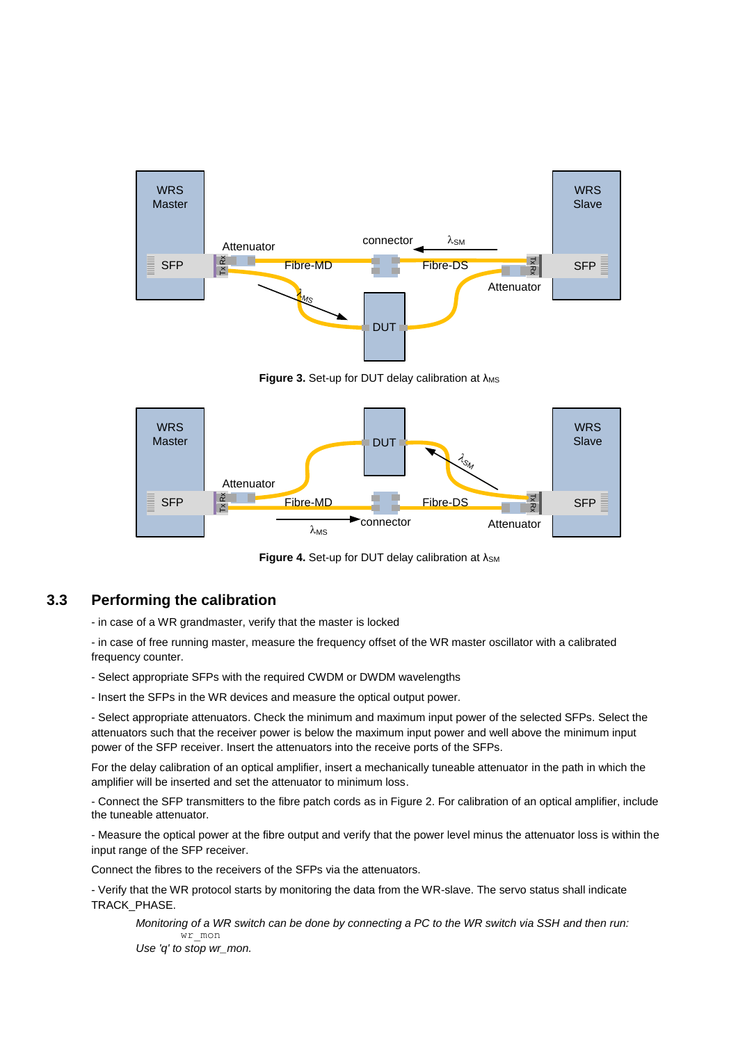**Figure 3.** Set-up for DUT delay calibration at $\lambda_{MS}$

**Figure 4.** Set-up for DUT delay calibration at $\lambda_{SM}$

### 3.3 Performing the calibration

- in case of a WR grandmaster, verify that the master is locked

- in case of free running master, measure the frequency offset of the WR master oscillator with a calibrated frequency counter.

- Select appropriate SFPs with the required CWDM or DWDM wavelengths

- Insert the SFPs in the WR devices and measure the optical output power.

- Select appropriate attenuators. Check the minimum and maximum input power of the selected SFPs. Select the attenuators such that the receiver power is below the maximum input power and well above the minimum input power of the SFP receiver. Insert the attenuators into the receive ports of the SFPs.

For the delay calibration of an optical amplifier, insert a mechanically tuneable attenuator in the path in which the amplifier will be inserted and set the attenuator to minimum loss.

- Connect the SFP transmitters to the fibre patch cords as in Figure 2. For calibration of an optical amplifier, include the tuneable attenuator.

- Measure the optical power at the fibre output and verify that the power level minus the attenuator loss is within the input range of the SFP receiver.

Connect the fibres to the receivers of the SFPs via the attenuators.

- Verify that the WR protocol starts by monitoring the data from the WR-slave. The servo status shall indicate TRACK_PHASE.

*Monitoring of a WR switch can be done by connecting a PC to the WR switch via SSH and then run:*

```
wr_mon
```

*Use 'q' to stop wr_mon.*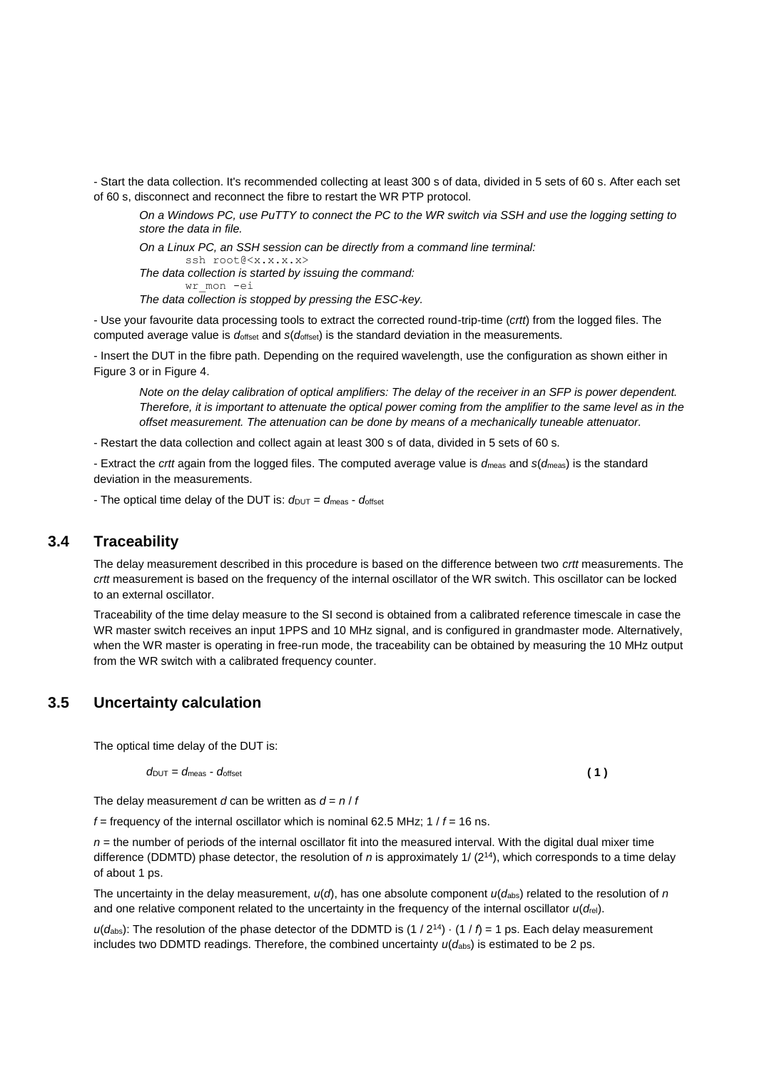- Start the data collection. It's recommended collecting at least 300 s of data, divided in 5 sets of 60 s. After each set of 60 s, disconnect and reconnect the fibre to restart the WR PTP protocol.

*On a Windows PC, use PuTTY to connect the PC to the WR switch via SSH and use the logging setting to store the data in file.*

*On a Linux PC, an SSH session can be directly from a command line terminal:*

```
ssh root@<x.x.x.x>
```

*The data collection is started by issuing the command:*

```
wr_mon -ei
```

*The data collection is stopped by pressing the ESC-key.*

- Use your favourite data processing tools to extract the corrected round-trip-time (*crtt*) from the logged files. The computed average value is $d_{offset}$ and $s(d_{offset})$ is the standard deviation in the measurements.

- Insert the DUT in the fibre path. Depending on the required wavelength, use the configuration as shown either in Figure 3 or in Figure 4.

*Note on the delay calibration of optical amplifiers: The delay of the receiver in an SFP is power dependent. Therefore, it is important to attenuate the optical power coming from the amplifier to the same level as in the offset measurement. The attenuation can be done by means of a mechanically tuneable attenuator.*

- Restart the data collection and collect again at least 300 s of data, divided in 5 sets of 60 s.

- Extract the *crtt* again from the logged files. The computed average value is $d_{meas}$ and $s(d_{meas})$ is the standard deviation in the measurements.

- The optical time delay of the DUT is: $d_{DUT} = d_{meas} - d_{offset}$

## 3.4 Traceability

The delay measurement described in this procedure is based on the difference between two *crtt* measurements. The *crtt* measurement is based on the frequency of the internal oscillator of the WR switch. This oscillator can be locked to an external oscillator.

Traceability of the time delay measure to the SI second is obtained from a calibrated reference timescale in case the WR master switch receives an input 1PPS and 10 MHz signal, and is configured in grandmaster mode. Alternatively, when the WR master is operating in free-run mode, the traceability can be obtained by measuring the 10 MHz output from the WR switch with a calibrated frequency counter.

## 3.5 Uncertainty calculation

The optical time delay of the DUT is:

$$d_{DUT} = d_{meas} - d_{offset} \quad (1)$$

The delay measurement $d$ can be written as $d = n / f$

$f$ = frequency of the internal oscillator which is nominal 62.5 MHz; $1 / f$ = 16 ns.

$n$ = the number of periods of the internal oscillator fit into the measured interval. With the digital dual mixer time difference (DDMTD) phase detector, the resolution of $n$ is approximately $1/(2^{14})$, which corresponds to a time delay of about 1 ps.

The uncertainty in the delay measurement, $u(d)$, has one absolute component $u(d_{abs})$ related to the resolution of $n$ and one relative component related to the uncertainty in the frequency of the internal oscillator $u(d_{rel})$.

$u(d_{abs})$: The resolution of the phase detector of the DDMTD is $(1 / 2^{14}) \cdot (1 / f) = 1$ ps. Each delay measurement includes two DDMTD readings. Therefore, the combined uncertainty $u(d_{abs})$ is estimated to be 2 ps.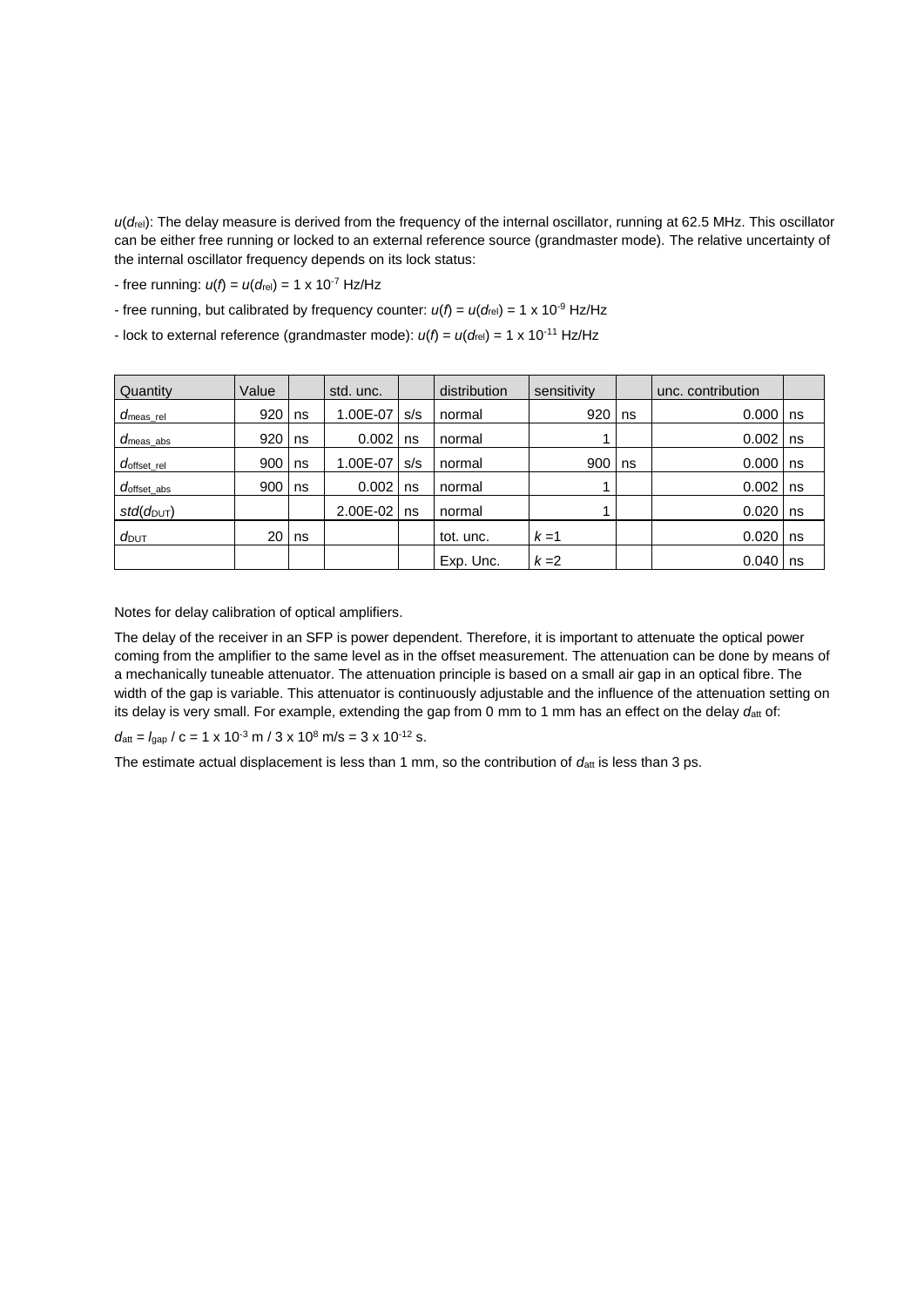$u(d_{rel})$: The delay measure is derived from the frequency of the internal oscillator, running at 62.5 MHz. This oscillator can be either free running or locked to an external reference source (grandmaster mode). The relative uncertainty of the internal oscillator frequency depends on its lock status:

- free running: $u(f) = u(d_{rel}) = 1 \times 10^{-7}$ Hz/Hz

- free running, but calibrated by frequency counter: $u(f) = u(d_{rel}) = 1 \times 10^{-9}$ Hz/Hz

- lock to external reference (grandmaster mode): $u(f) = u(d_{rel}) = 1 \times 10^{-11}$ Hz/Hz

| Quantity | Value | | std. unc. | | distribution | sensitivity | | unc. contribution | |
|---|---|---|---|---|---|---|---|---|---|
| $d_{meas\_rel}$ | 920 | ns | 1.00E-07 | s/s | normal | 920 | ns | 0.000 | ns |
| $d_{meas\_abs}$ | 920 | ns | 0.002 | ns | normal | 1 | | 0.002 | ns |
| $d_{offset\_rel}$ | 900 | ns | 1.00E-07 | s/s | normal | 900 | ns | 0.000 | ns |
| $d_{offset\_abs}$ | 900 | ns | 0.002 | ns | normal | 1 | | 0.002 | ns |
| $std(d_{DUT})$ | | | 2.00E-02 | ns | normal | 1 | | 0.020 | ns |
| $d_{DUT}$ | 20 | ns | | | tot. unc. | $k$ =1 | | 0.020 | ns |
| | | | | | Exp. Unc. | $k$ =2 | | 0.040 | ns |

Notes for delay calibration of optical amplifiers.

The delay of the receiver in an SFP is power dependent. Therefore, it is important to attenuate the optical power coming from the amplifier to the same level as in the offset measurement. The attenuation can be done by means of a mechanically tuneable attenuator. The attenuation principle is based on a small air gap in an optical fibre. The width of the gap is variable. This attenuator is continuously adjustable and the influence of the attenuation setting on its delay is very small. For example, extending the gap from 0 mm to 1 mm has an effect on the delay $d_{att}$ of:

$d_{att} = l_{gap} / c = 1 \times 10^{-3}$ m / $3 \times 10^{8}$ m/s $= 3 \times 10^{-12}$ s.

The estimate actual displacement is less than 1 mm, so the contribution of $d_{att}$ is less than 3 ps.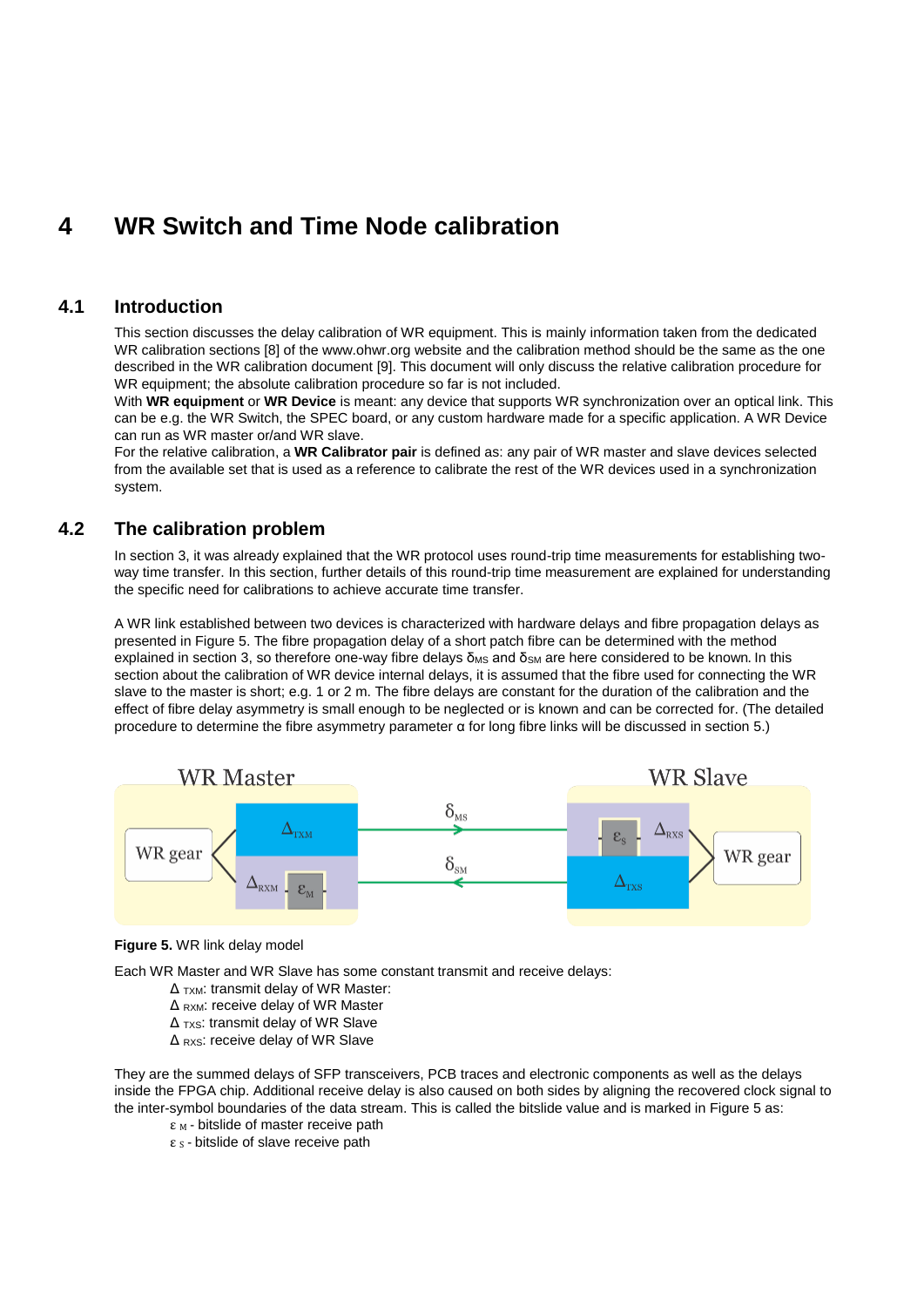# 4 WR Switch and Time Node calibration

## 4.1 Introduction

This section discusses the delay calibration of WR equipment. This is mainly information taken from the dedicated WR calibration sections [8] of the www.ohwr.org website and the calibration method should be the same as the one described in the WR calibration document [9]. This document will only discuss the relative calibration procedure for WR equipment; the absolute calibration procedure so far is not included.

With **WR equipment** or **WR Device** is meant: any device that supports WR synchronization over an optical link. This can be e.g. the WR Switch, the SPEC board, or any custom hardware made for a specific application. A WR Device can run as WR master or/and WR slave.

For the relative calibration, a **WR Calibrator pair** is defined as: any pair of WR master and slave devices selected from the available set that is used as a reference to calibrate the rest of the WR devices used in a synchronization system.

## 4.2 The calibration problem

In section 3, it was already explained that the WR protocol uses round-trip time measurements for establishing two-way time transfer. In this section, further details of this round-trip time measurement are explained for understanding the specific need for calibrations to achieve accurate time transfer.

A WR link established between two devices is characterized with hardware delays and fibre propagation delays as presented in Figure 5. The fibre propagation delay of a short patch fibre can be determined with the method explained in section 3, so therefore one-way fibre delays $\delta_{MS}$ and $\delta_{SM}$ are here considered to be known. In this section about the calibration of WR device internal delays, it is assumed that the fibre used for connecting the WR slave to the master is short; e.g. 1 or 2 m. The fibre delays are constant for the duration of the calibration and the effect of fibre delay asymmetry is small enough to be neglected or is known and can be corrected for. (The detailed procedure to determine the fibre asymmetry parameter α for long fibre links will be discussed in section 5.)

**Figure 5.** WR link delay model

Each WR Master and WR Slave has some constant transmit and receive delays:

- $\Delta_{TXM}$: transmit delay of WR Master:
- $\Delta_{RXM}$: receive delay of WR Master
- $\Delta_{TXS}$: transmit delay of WR Slave
- $\Delta_{RXS}$: receive delay of WR Slave

They are the summed delays of SFP transceivers, PCB traces and electronic components as well as the delays inside the FPGA chip. Additional receive delay is also caused on both sides by aligning the recovered clock signal to the inter-symbol boundaries of the data stream. This is called the bitslide value and is marked in Figure 5 as:

- $\varepsilon_M$ - bitslide of master receive path
- $\varepsilon_S$ - bitslide of slave receive path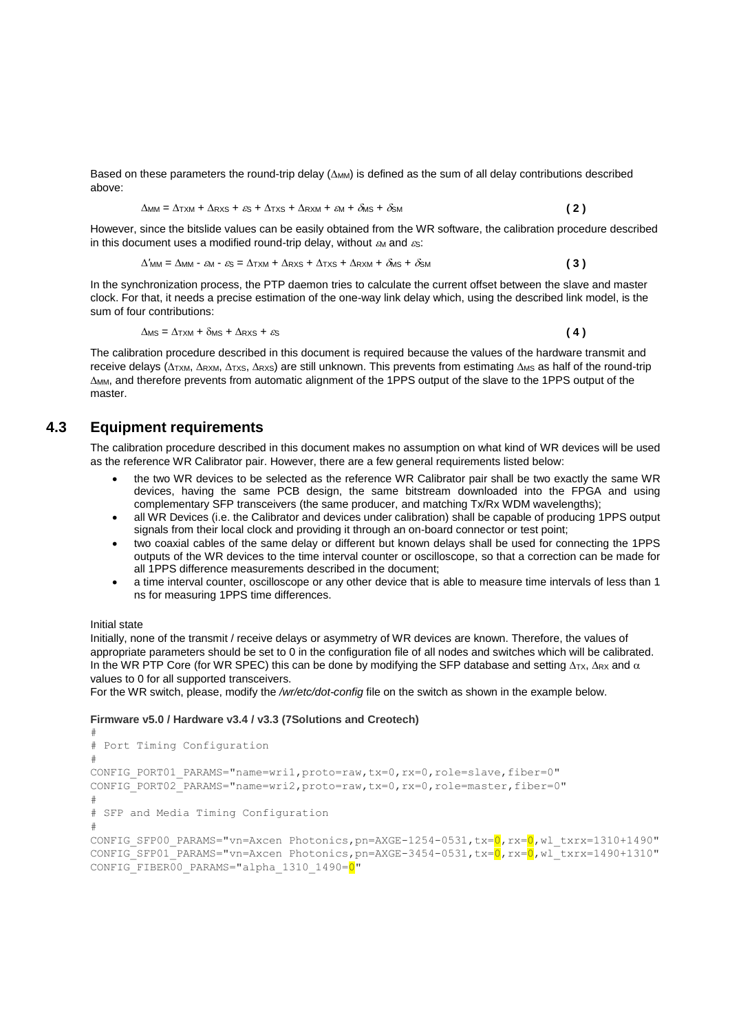Based on these parameters the round-trip delay ($\Delta_{MM}$) is defined as the sum of all delay contributions described above:

$$\Delta_{MM} = \Delta_{TXM} + \Delta_{RXS} + \varepsilon_S + \Delta_{TXS} + \Delta_{RXM} + \varepsilon_M + \delta_{MS} + \delta_{SM} \qquad (2)$$

However, since the bitslide values can be easily obtained from the WR software, the calibration procedure described in this document uses a modified round-trip delay, without $\varepsilon_M$ and $\varepsilon_S$:

$$\Delta'_{MM} = \Delta_{MM} - \varepsilon_M - \varepsilon_S = \Delta_{TXM} + \Delta_{RXS} + \Delta_{TXS} + \Delta_{RXM} + \delta_{MS} + \delta_{SM} \qquad (3)$$

In the synchronization process, the PTP daemon tries to calculate the current offset between the slave and master clock. For that, it needs a precise estimation of the one-way link delay which, using the described link model, is the sum of four contributions:

$$\Delta_{MS} = \Delta_{TXM} + \delta_{MS} + \Delta_{RXS} + \varepsilon_S \qquad (4)$$

The calibration procedure described in this document is required because the values of the hardware transmit and receive delays ($\Delta_{TXM}$, $\Delta_{RXM}$, $\Delta_{TXS}$, $\Delta_{RXS}$) are still unknown. This prevents from estimating $\Delta_{MS}$ as half of the round-trip $\Delta_{MM}$, and therefore prevents from automatic alignment of the 1PPS output of the slave to the 1PPS output of the master.

## 4.3 Equipment requirements

The calibration procedure described in this document makes no assumption on what kind of WR devices will be used as the reference WR Calibrator pair. However, there are a few general requirements listed below:

- the two WR devices to be selected as the reference WR Calibrator pair shall be two exactly the same WR devices, having the same PCB design, the same bitstream downloaded into the FPGA and using complementary SFP transceivers (the same producer, and matching Tx/Rx WDM wavelengths);
- all WR Devices (i.e. the Calibrator and devices under calibration) shall be capable of producing 1PPS output signals from their local clock and providing it through an on-board connector or test point;
- two coaxial cables of the same delay or different but known delays shall be used for connecting the 1PPS outputs of the WR devices to the time interval counter or oscilloscope, so that a correction can be made for all 1PPS difference measurements described in the document;
- a time interval counter, oscilloscope or any other device that is able to measure time intervals of less than 1 ns for measuring 1PPS time differences.

Initial state

Initially, none of the transmit / receive delays or asymmetry of WR devices are known. Therefore, the values of appropriate parameters should be set to 0 in the configuration file of all nodes and switches which will be calibrated. In the WR PTP Core (for WR SPEC) this can be done by modifying the SFP database and setting $\Delta_{TX}$, $\Delta_{RX}$ and $\alpha$ values to 0 for all supported transceivers.

For the WR switch, please, modify the */wr/etc/dot-config* file on the switch as shown in the example below.

**Firmware v5.0 / Hardware v3.4 / v3.3 (7Solutions and Creotech)**

```
#
# Port Timing Configuration
#
CONFIG_PORT01_PARAMS="name=wri1,proto=raw,tx=0,rx=0,role=slave,fiber=0"
CONFIG_PORT02_PARAMS="name=wri2,proto=raw,tx=0,rx=0,role=master,fiber=0"
#
# SFP and Media Timing Configuration
#
CONFIG_SFP00_PARAMS="vn=Axcen Photonics,pn=AXGE-1254-0531,tx=0,rx=0,wl_txrx=1310+1490"
CONFIG_SFP01_PARAMS="vn=Axcen Photonics,pn=AXGE-3454-0531,tx=0,rx=0,wl_txrx=1490+1310"
CONFIG_FIBER00_PARAMS="alpha_1310_1490=0"
```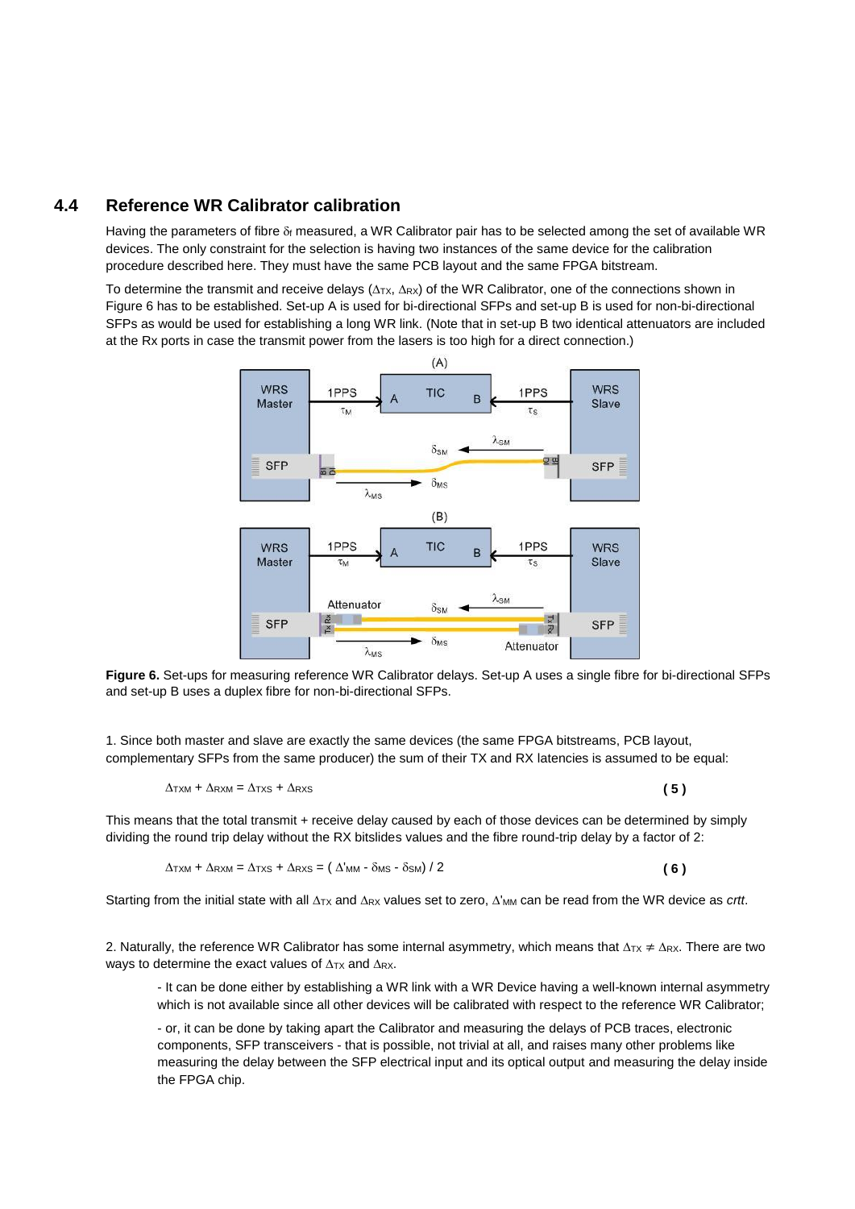## 4.4 Reference WR Calibrator calibration

Having the parameters of fibre $\delta_f$ measured, a WR Calibrator pair has to be selected among the set of available WR devices. The only constraint for the selection is having two instances of the same device for the calibration procedure described here. They must have the same PCB layout and the same FPGA bitstream.

To determine the transmit and receive delays ($\Delta_{TX}$, $\Delta_{RX}$) of the WR Calibrator, one of the connections shown in Figure 6 has to be established. Set-up A is used for bi-directional SFPs and set-up B is used for non-bi-directional SFPs as would be used for establishing a long WR link. (Note that in set-up B two identical attenuators are included at the Rx ports in case the transmit power from the lasers is too high for a direct connection.)

**Figure 6.** Set-ups for measuring reference WR Calibrator delays. Set-up A uses a single fibre for bi-directional SFPs and set-up B uses a duplex fibre for non-bi-directional SFPs.

1. Since both master and slave are exactly the same devices (the same FPGA bitstreams, PCB layout, complementary SFPs from the same producer) the sum of their TX and RX latencies is assumed to be equal:

$$\Delta_{TXM} + \Delta_{RXM} = \Delta_{TXS} + \Delta_{RXS} \quad (5)$$

This means that the total transmit + receive delay caused by each of those devices can be determined by simply dividing the round trip delay without the RX bitslides values and the fibre round-trip delay by a factor of 2:

$$\Delta_{TXM} + \Delta_{RXM} = \Delta_{TXS} + \Delta_{RXS} = ( \Delta'_{MM} - \delta_{MS} - \delta_{SM}) / 2 \quad (6)$$

Starting from the initial state with all $\Delta_{TX}$ and $\Delta_{RX}$ values set to zero, $\Delta'_{MM}$ can be read from the WR device as *crtt*.

2. Naturally, the reference WR Calibrator has some internal asymmetry, which means that $\Delta_{TX} \neq \Delta_{RX}$. There are two ways to determine the exact values of $\Delta_{TX}$ and $\Delta_{RX}$.

- It can be done either by establishing a WR link with a WR Device having a well-known internal asymmetry which is not available since all other devices will be calibrated with respect to the reference WR Calibrator;

- or, it can be done by taking apart the Calibrator and measuring the delays of PCB traces, electronic components, SFP transceivers - that is possible, not trivial at all, and raises many other problems like measuring the delay between the SFP electrical input and its optical output and measuring the delay inside the FPGA chip.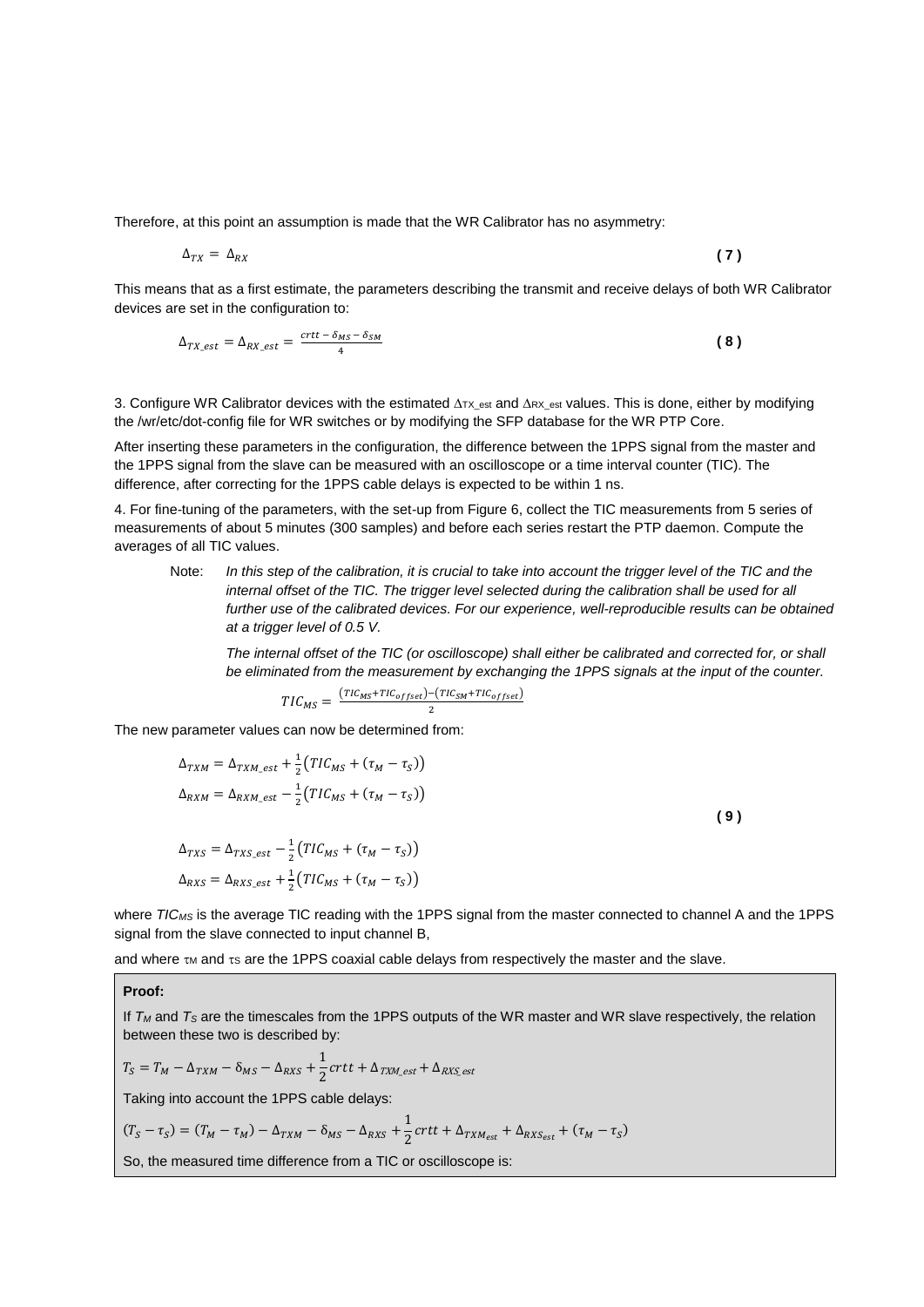Therefore, at this point an assumption is made that the WR Calibrator has no asymmetry:

$$\Delta_{TX} = \Delta_{RX} \tag{7}$$

This means that as a first estimate, the parameters describing the transmit and receive delays of both WR Calibrator devices are set in the configuration to:

$$\Delta_{TX\_est} = \Delta_{RX\_est} = \frac{crtt - \delta_{MS} - \delta_{SM}}{4} \tag{8}$$

3. Configure WR Calibrator devices with the estimated $\Delta_{TX\_est}$ and $\Delta_{RX\_est}$ values. This is done, either by modifying the /wr/etc/dot-config file for WR switches or by modifying the SFP database for the WR PTP Core.

After inserting these parameters in the configuration, the difference between the 1PPS signal from the master and the 1PPS signal from the slave can be measured with an oscilloscope or a time interval counter (TIC). The difference, after correcting for the 1PPS cable delays is expected to be within 1 ns.

4. For fine-tuning of the parameters, with the set-up from Figure 6, collect the TIC measurements from 5 series of measurements of about 5 minutes (300 samples) and before each series restart the PTP daemon. Compute the averages of all TIC values.

> Note: *In this step of the calibration, it is crucial to take into account the trigger level of the TIC and the internal offset of the TIC. The trigger level selected during the calibration shall be used for all further use of the calibrated devices. For our experience, well-reproducible results can be obtained at a trigger level of 0.5 V.*
>
> *The internal offset of the TIC (or oscilloscope) shall either be calibrated and corrected for, or shall be eliminated from the measurement by exchanging the 1PPS signals at the input of the counter.*
>
> $$TIC_{MS} = \frac{(TIC_{MS} + TIC_{offset}) - (TIC_{SM} + TIC_{offset})}{2}$$

The new parameter values can now be determined from:

$$\Delta_{TXM} = \Delta_{TXM\_est} + \frac{1}{2}\left(TIC_{MS} + (\tau_M - \tau_S)\right)$$
$$\Delta_{RXM} = \Delta_{RXM\_est} - \frac{1}{2}\left(TIC_{MS} + (\tau_M - \tau_S)\right)$$
$$\Delta_{TXS} = \Delta_{TXS\_est} - \frac{1}{2}\left(TIC_{MS} + (\tau_M - \tau_S)\right) \tag{9}$$
$$\Delta_{RXS} = \Delta_{RXS\_est} + \frac{1}{2}\left(TIC_{MS} + (\tau_M - \tau_S)\right)$$

where $TIC_{MS}$ is the average TIC reading with the 1PPS signal from the master connected to channel A and the 1PPS signal from the slave connected to input channel B,

and where $\tau_M$ and $\tau_S$ are the 1PPS coaxial cable delays from respectively the master and the slave.

**Proof:**

If $T_M$ and $T_S$ are the timescales from the 1PPS outputs of the WR master and WR slave respectively, the relation between these two is described by:

$$T_S = T_M - \Delta_{TXM} - \delta_{MS} - \Delta_{RXS} + \frac{1}{2}crtt + \Delta_{TXM\_est} + \Delta_{RXS\_est}$$

Taking into account the 1PPS cable delays:

$$(T_S - \tau_S) = (T_M - \tau_M) - \Delta_{TXM} - \delta_{MS} - \Delta_{RXS} + \frac{1}{2}crtt + \Delta_{TXM_{est}} + \Delta_{RXS_{est}} + (\tau_M - \tau_S)$$

So, the measured time difference from a TIC or oscilloscope is: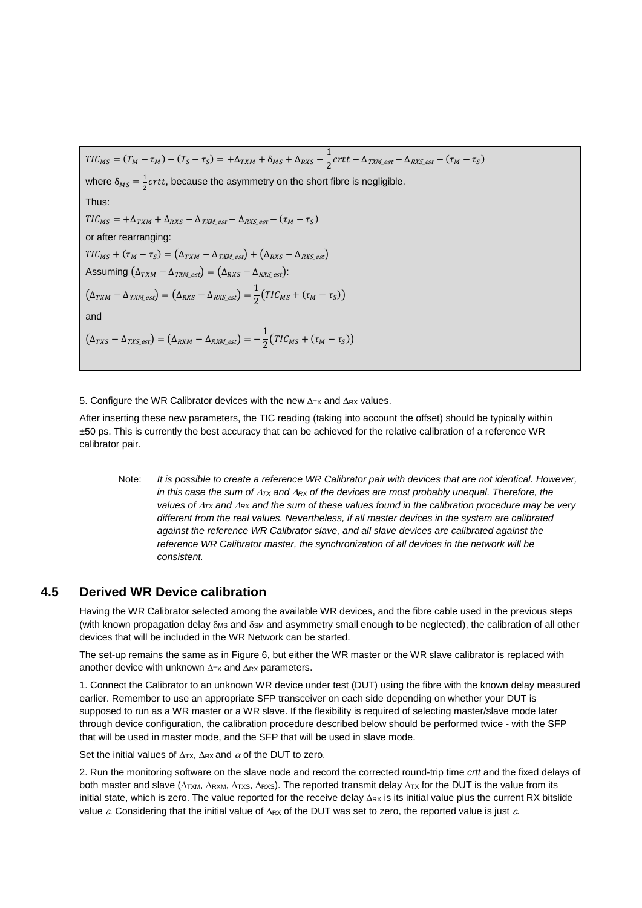$$TIC_{MS} = (T_M - \tau_M) - (T_S - \tau_S) = +\Delta_{TXM} + \delta_{MS} + \Delta_{RXS} - \frac{1}{2}crtt - \Delta_{TXM\_est} - \Delta_{RXS\_est} - (\tau_M - \tau_S)$$

where $\delta_{MS} = \frac{1}{2}crtt$, because the asymmetry on the short fibre is negligible.

Thus:

$$TIC_{MS} = +\Delta_{TXM} + \Delta_{RXS} - \Delta_{TXM\_est} - \Delta_{RXS\_est} - (\tau_M - \tau_S)$$

or after rearranging:

$$TIC_{MS} + (\tau_M - \tau_S) = (\Delta_{TXM} - \Delta_{TXM\_est}) + (\Delta_{RXS} - \Delta_{RXS\_est})$$

Assuming $(\Delta_{TXM} - \Delta_{TXM\_est}) = (\Delta_{RXS} - \Delta_{RXS\_est})$:

$$(\Delta_{TXM} - \Delta_{TXM\_est}) = (\Delta_{RXS} - \Delta_{RXS\_est}) = \frac{1}{2}(TIC_{MS} + (\tau_M - \tau_S))$$

and

$$(\Delta_{TXS} - \Delta_{TXS\_est}) = (\Delta_{RXM} - \Delta_{RXM\_est}) = -\frac{1}{2}(TIC_{MS} + (\tau_M - \tau_S))$$

5. Configure the WR Calibrator devices with the new $\Delta_{TX}$ and $\Delta_{RX}$ values.

After inserting these new parameters, the TIC reading (taking into account the offset) should be typically within ±50 ps. This is currently the best accuracy that can be achieved for the relative calibration of a reference WR calibrator pair.

> Note: *It is possible to create a reference WR Calibrator pair with devices that are not identical. However, in this case the sum of $\Delta_{TX}$ and $\Delta_{RX}$ of the devices are most probably unequal. Therefore, the values of $\Delta_{TX}$ and $\Delta_{RX}$ and the sum of these values found in the calibration procedure may be very different from the real values. Nevertheless, if all master devices in the system are calibrated against the reference WR Calibrator slave, and all slave devices are calibrated against the reference WR Calibrator master, the synchronization of all devices in the network will be consistent.*

## 4.5 Derived WR Device calibration

Having the WR Calibrator selected among the available WR devices, and the fibre cable used in the previous steps (with known propagation delay $\delta_{MS}$ and $\delta_{SM}$ and asymmetry small enough to be neglected), the calibration of all other devices that will be included in the WR Network can be started.

The set-up remains the same as in Figure 6, but either the WR master or the WR slave calibrator is replaced with another device with unknown $\Delta_{TX}$ and $\Delta_{RX}$ parameters.

1. Connect the Calibrator to an unknown WR device under test (DUT) using the fibre with the known delay measured earlier. Remember to use an appropriate SFP transceiver on each side depending on whether your DUT is supposed to run as a WR master or a WR slave. If the flexibility is required of selecting master/slave mode later through device configuration, the calibration procedure described below should be performed twice - with the SFP that will be used in master mode, and the SFP that will be used in slave mode.

Set the initial values of $\Delta_{TX}$, $\Delta_{RX}$ and $\alpha$ of the DUT to zero.

2. Run the monitoring software on the slave node and record the corrected round-trip time *crtt* and the fixed delays of both master and slave ($\Delta_{TXM}$, $\Delta_{RXM}$, $\Delta_{TXS}$, $\Delta_{RXS}$). The reported transmit delay $\Delta_{TX}$ for the DUT is the value from its initial state, which is zero. The value reported for the receive delay $\Delta_{RX}$ is its initial value plus the current RX bitslide value $\varepsilon$. Considering that the initial value of $\Delta_{RX}$ of the DUT was set to zero, the reported value is just $\varepsilon$.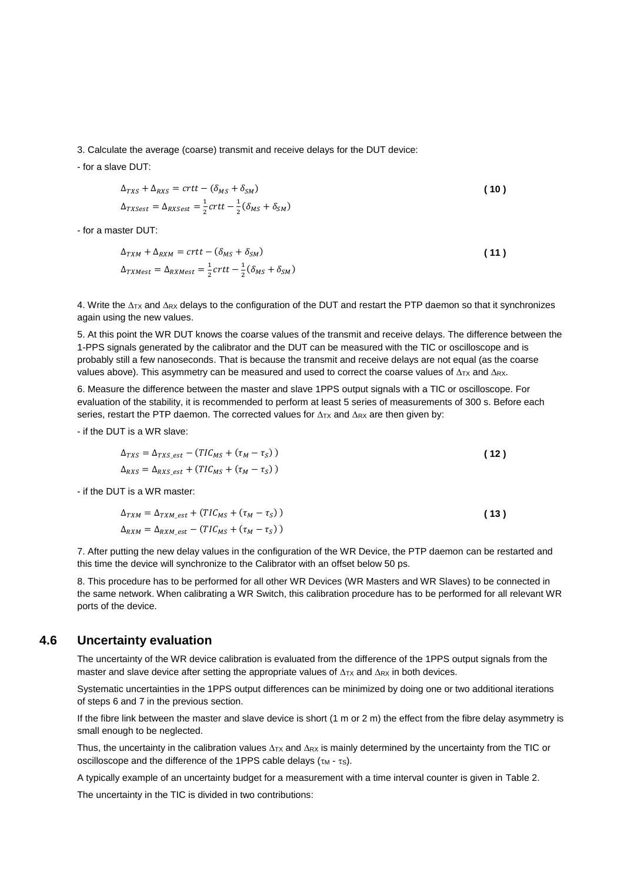3. Calculate the average (coarse) transmit and receive delays for the DUT device:

- for a slave DUT:

$$\Delta_{TXS} + \Delta_{RXS} = crtt - (\delta_{MS} + \delta_{SM}) \tag{10}$$
$$\Delta_{TXSest} = \Delta_{RXSest} = \frac{1}{2}crtt - \frac{1}{2}(\delta_{MS} + \delta_{SM})$$

- for a master DUT:

$$\Delta_{TXM} + \Delta_{RXM} = crtt - (\delta_{MS} + \delta_{SM}) \tag{11}$$
$$\Delta_{TXMest} = \Delta_{RXMest} = \frac{1}{2}crtt - \frac{1}{2}(\delta_{MS} + \delta_{SM})$$

4. Write the $\Delta_{TX}$ and $\Delta_{RX}$ delays to the configuration of the DUT and restart the PTP daemon so that it synchronizes again using the new values.

5. At this point the WR DUT knows the coarse values of the transmit and receive delays. The difference between the 1-PPS signals generated by the calibrator and the DUT can be measured with the TIC or oscilloscope and is probably still a few nanoseconds. That is because the transmit and receive delays are not equal (as the coarse values above). This asymmetry can be measured and used to correct the coarse values of $\Delta_{TX}$ and $\Delta_{RX}$.

6. Measure the difference between the master and slave 1PPS output signals with a TIC or oscilloscope. For evaluation of the stability, it is recommended to perform at least 5 series of measurements of 300 s. Before each series, restart the PTP daemon. The corrected values for $\Delta_{TX}$ and $\Delta_{RX}$ are then given by:

- if the DUT is a WR slave:

$$\Delta_{TXS} = \Delta_{TXS\_est} - (TIC_{MS} + (\tau_M - \tau_S)) \tag{12}$$
$$\Delta_{RXS} = \Delta_{RXS\_est} + (TIC_{MS} + (\tau_M - \tau_S))$$

- if the DUT is a WR master:

$$\Delta_{TXM} = \Delta_{TXM\_est} + (TIC_{MS} + (\tau_M - \tau_S)) \tag{13}$$
$$\Delta_{RXM} = \Delta_{RXM\_est} - (TIC_{MS} + (\tau_M - \tau_S))$$

7. After putting the new delay values in the configuration of the WR Device, the PTP daemon can be restarted and this time the device will synchronize to the Calibrator with an offset below 50 ps.

8. This procedure has to be performed for all other WR Devices (WR Masters and WR Slaves) to be connected in the same network. When calibrating a WR Switch, this calibration procedure has to be performed for all relevant WR ports of the device.

## 4.6 Uncertainty evaluation

The uncertainty of the WR device calibration is evaluated from the difference of the 1PPS output signals from the master and slave device after setting the appropriate values of $\Delta_{TX}$ and $\Delta_{RX}$ in both devices.

Systematic uncertainties in the 1PPS output differences can be minimized by doing one or two additional iterations of steps 6 and 7 in the previous section.

If the fibre link between the master and slave device is short (1 m or 2 m) the effect from the fibre delay asymmetry is small enough to be neglected.

Thus, the uncertainty in the calibration values $\Delta_{TX}$ and $\Delta_{RX}$ is mainly determined by the uncertainty from the TIC or oscilloscope and the difference of the 1PPS cable delays ($\tau_M$ - $\tau_S$).

A typically example of an uncertainty budget for a measurement with a time interval counter is given in Table 2.

The uncertainty in the TIC is divided in two contributions: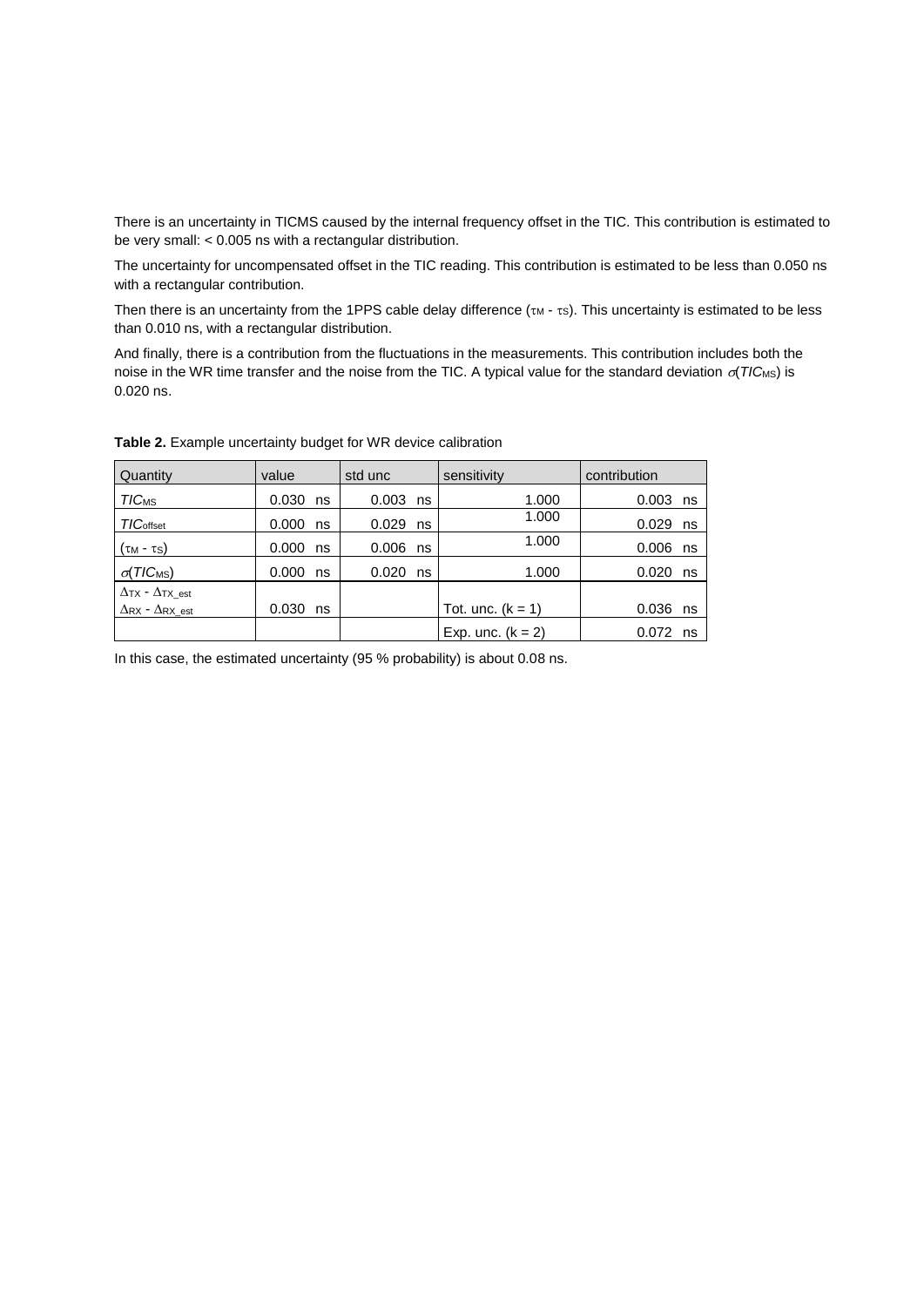There is an uncertainty in TICMS caused by the internal frequency offset in the TIC. This contribution is estimated to be very small: < 0.005 ns with a rectangular distribution.

The uncertainty for uncompensated offset in the TIC reading. This contribution is estimated to be less than 0.050 ns with a rectangular contribution.

Then there is an uncertainty from the 1PPS cable delay difference ($\tau_M$ - $\tau_S$). This uncertainty is estimated to be less than 0.010 ns, with a rectangular distribution.

And finally, there is a contribution from the fluctuations in the measurements. This contribution includes both the noise in the WR time transfer and the noise from the TIC. A typical value for the standard deviation $\sigma(TIC_{MS})$ is 0.020 ns.

**Table 2.** Example uncertainty budget for WR device calibration

| Quantity | value | std unc | sensitivity | contribution |
|---|---|---|---|---|
| $TIC_{MS}$ | 0.030 ns | 0.003 ns | 1.000 | 0.003 ns |
| $TIC_{offset}$ | 0.000 ns | 0.029 ns | 1.000 | 0.029 ns |
| $(\tau_M - \tau_S)$ | 0.000 ns | 0.006 ns | 1.000 | 0.006 ns |
| $\sigma(TIC_{MS})$ | 0.000 ns | 0.020 ns | 1.000 | 0.020 ns |
| $\Delta_{TX} - \Delta_{TX\_est}$ $\Delta_{RX} - \Delta_{RX\_est}$ | 0.030 ns | | Tot. unc. (k = 1) | 0.036 ns |
| | | | Exp. unc. (k = 2) | 0.072 ns |

In this case, the estimated uncertainty (95 % probability) is about 0.08 ns.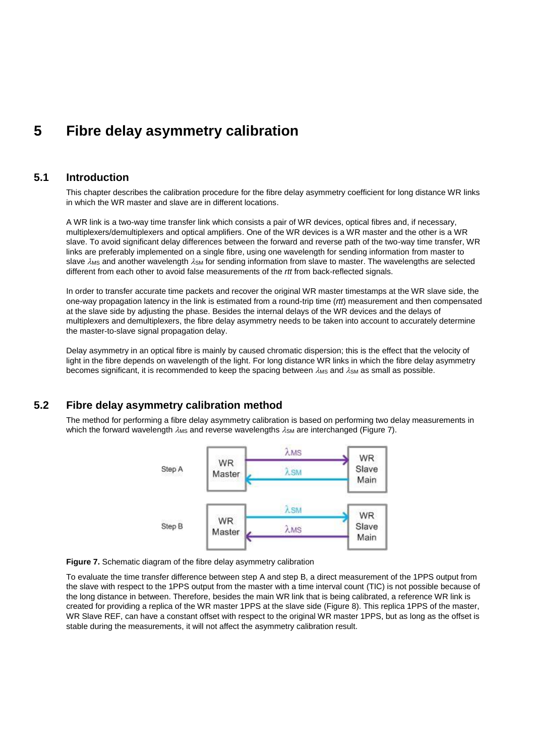# 5 Fibre delay asymmetry calibration

## 5.1 Introduction

This chapter describes the calibration procedure for the fibre delay asymmetry coefficient for long distance WR links in which the WR master and slave are in different locations.

A WR link is a two-way time transfer link which consists a pair of WR devices, optical fibres and, if necessary, multiplexers/demultiplexers and optical amplifiers. One of the WR devices is a WR master and the other is a WR slave. To avoid significant delay differences between the forward and reverse path of the two-way time transfer, WR links are preferably implemented on a single fibre, using one wavelength for sending information from master to slave $\lambda_{MS}$ and another wavelength $\lambda_{SM}$ for sending information from slave to master. The wavelengths are selected different from each other to avoid false measurements of the *rtt* from back-reflected signals.

In order to transfer accurate time packets and recover the original WR master timestamps at the WR slave side, the one-way propagation latency in the link is estimated from a round-trip time (*rtt*) measurement and then compensated at the slave side by adjusting the phase. Besides the internal delays of the WR devices and the delays of multiplexers and demultiplexers, the fibre delay asymmetry needs to be taken into account to accurately determine the master-to-slave signal propagation delay.

Delay asymmetry in an optical fibre is mainly by caused chromatic dispersion; this is the effect that the velocity of light in the fibre depends on wavelength of the light. For long distance WR links in which the fibre delay asymmetry becomes significant, it is recommended to keep the spacing between $\lambda_{MS}$ and $\lambda_{SM}$ as small as possible.

## 5.2 Fibre delay asymmetry calibration method

The method for performing a fibre delay asymmetry calibration is based on performing two delay measurements in which the forward wavelength $\lambda_{MS}$ and reverse wavelengths $\lambda_{SM}$ are interchanged (Figure 7).

Step A: WR Master → $\lambda_{MS}$ → WR Slave Main; WR Slave Main → $\lambda_{SM}$ → WR Master

Step B: WR Master → $\lambda_{SM}$ → WR Slave Main; WR Slave Main → $\lambda_{MS}$ → WR Master

**Figure 7.** Schematic diagram of the fibre delay asymmetry calibration

To evaluate the time transfer difference between step A and step B, a direct measurement of the 1PPS output from the slave with respect to the 1PPS output from the master with a time interval count (TIC) is not possible because of the long distance in between. Therefore, besides the main WR link that is being calibrated, a reference WR link is created for providing a replica of the WR master 1PPS at the slave side (Figure 8). This replica 1PPS of the master, WR Slave REF, can have a constant offset with respect to the original WR master 1PPS, but as long as the offset is stable during the measurements, it will not affect the asymmetry calibration result.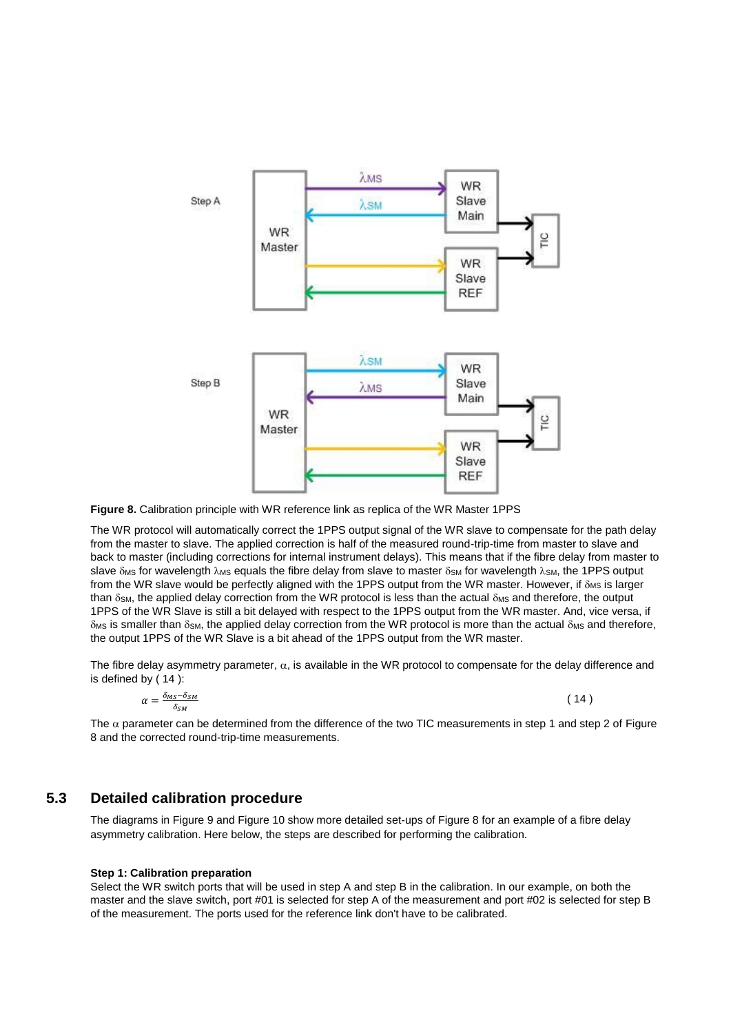Figure 8. Calibration principle with WR reference link as replica of the WR Master 1PPS

The WR protocol will automatically correct the 1PPS output signal of the WR slave to compensate for the path delay from the master to slave. The applied correction is half of the measured round-trip-time from master to slave and back to master (including corrections for internal instrument delays). This means that if the fibre delay from master to slave $\delta_{MS}$ for wavelength $\lambda_{MS}$ equals the fibre delay from slave to master $\delta_{SM}$ for wavelength $\lambda_{SM}$, the 1PPS output from the WR slave would be perfectly aligned with the 1PPS output from the WR master. However, if $\delta_{MS}$ is larger than $\delta_{SM}$, the applied delay correction from the WR protocol is less than the actual $\delta_{MS}$ and therefore, the output 1PPS of the WR Slave is still a bit delayed with respect to the 1PPS output from the WR master. And, vice versa, if $\delta_{MS}$ is smaller than $\delta_{SM}$, the applied delay correction from the WR protocol is more than the actual $\delta_{MS}$ and therefore, the output 1PPS of the WR Slave is a bit ahead of the 1PPS output from the WR master.

The fibre delay asymmetry parameter, $\alpha$, is available in the WR protocol to compensate for the delay difference and is defined by ( 14 ):

$$\alpha = \frac{\delta_{MS} - \delta_{SM}}{\delta_{SM}} \qquad (14)$$

The $\alpha$ parameter can be determined from the difference of the two TIC measurements in step 1 and step 2 of Figure 8 and the corrected round-trip-time measurements.

## 5.3 Detailed calibration procedure

The diagrams in Figure 9 and Figure 10 show more detailed set-ups of Figure 8 for an example of a fibre delay asymmetry calibration. Here below, the steps are described for performing the calibration.

**Step 1: Calibration preparation**
Select the WR switch ports that will be used in step A and step B in the calibration. In our example, on both the master and the slave switch, port #01 is selected for step A of the measurement and port #02 is selected for step B of the measurement. The ports used for the reference link don't have to be calibrated.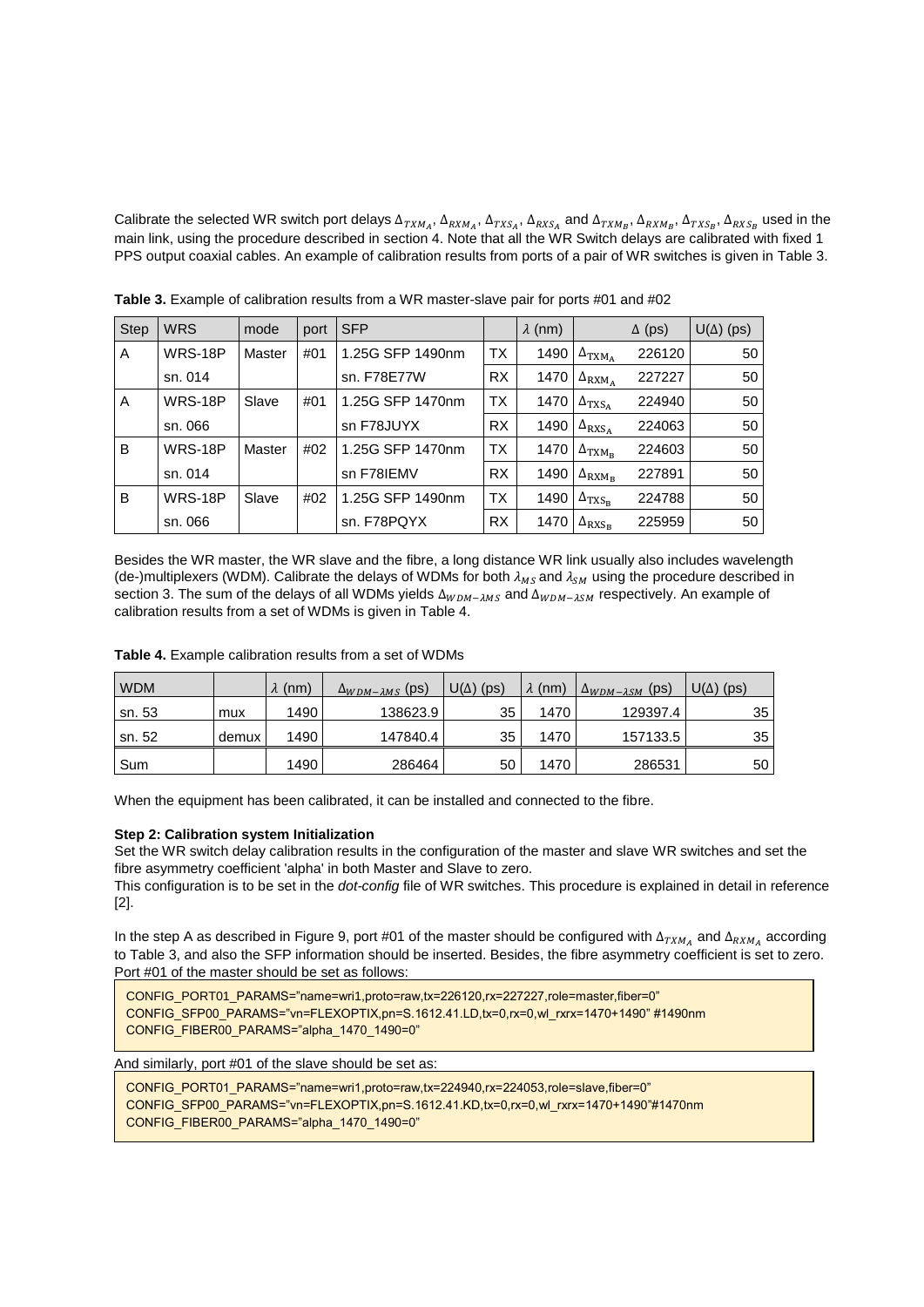Calibrate the selected WR switch port delays $\Delta_{TXM_A}$, $\Delta_{RXM_A}$, $\Delta_{TXS_A}$, $\Delta_{RXS_A}$ and $\Delta_{TXM_B}$, $\Delta_{RXM_B}$, $\Delta_{TXS_B}$, $\Delta_{RXS_B}$ used in the main link, using the procedure described in section 4. Note that all the WR Switch delays are calibrated with fixed 1 PPS output coaxial cables. An example of calibration results from ports of a pair of WR switches is given in Table 3.

**Table 3.** Example of calibration results from a WR master-slave pair for ports #01 and #02

| Step | WRS | mode | port | SFP | | $\lambda$ (nm) | | $\Delta$ (ps) | U($\Delta$) (ps) |
|---|---|---|---|---|---|---|---|---|---|
| A | WRS-18P | Master | #01 | 1.25G SFP 1490nm | TX | 1490 | $\Delta_{TXM_A}$ | 226120 | 50 |
| | sn. 014 | | | sn. F78E77W | RX | 1470 | $\Delta_{RXM_A}$ | 227227 | 50 |
| A | WRS-18P | Slave | #01 | 1.25G SFP 1470nm | TX | 1470 | $\Delta_{TXS_A}$ | 224940 | 50 |
| | sn. 066 | | | sn F78JUYX | RX | 1490 | $\Delta_{RXS_A}$ | 224063 | 50 |
| B | WRS-18P | Master | #02 | 1.25G SFP 1470nm | TX | 1470 | $\Delta_{TXM_B}$ | 224603 | 50 |
| | sn. 014 | | | sn F78IEMV | RX | 1490 | $\Delta_{RXM_B}$ | 227891 | 50 |
| B | WRS-18P | Slave | #02 | 1.25G SFP 1490nm | TX | 1490 | $\Delta_{TXS_B}$ | 224788 | 50 |
| | sn. 066 | | | sn. F78PQYX | RX | 1470 | $\Delta_{RXS_B}$ | 225959 | 50 |

Besides the WR master, the WR slave and the fibre, a long distance WR link usually also includes wavelength (de-)multiplexers (WDM). Calibrate the delays of WDMs for both $\lambda_{MS}$ and $\lambda_{SM}$ using the procedure described in section 3. The sum of the delays of all WDMs yields $\Delta_{WDM-\lambda MS}$ and $\Delta_{WDM-\lambda SM}$ respectively. An example of calibration results from a set of WDMs is given in Table 4.

**Table 4.** Example calibration results from a set of WDMs

| WDM | | $\lambda$ (nm) | $\Delta_{WDM-\lambda MS}$ (ps) | U($\Delta$) (ps) | $\lambda$ (nm) | $\Delta_{WDM-\lambda SM}$ (ps) | U($\Delta$) (ps) |
|---|---|---|---|---|---|---|---|
| sn. 53 | mux | 1490 | 138623.9 | 35 | 1470 | 129397.4 | 35 |
| sn. 52 | demux | 1490 | 147840.4 | 35 | 1470 | 157133.5 | 35 |
| Sum | | 1490 | 286464 | 50 | 1470 | 286531 | 50 |

When the equipment has been calibrated, it can be installed and connected to the fibre.

**Step 2: Calibration system Initialization**

Set the WR switch delay calibration results in the configuration of the master and slave WR switches and set the fibre asymmetry coefficient 'alpha' in both Master and Slave to zero.

This configuration is to be set in the *dot-config* file of WR switches. This procedure is explained in detail in reference [2].

In the step A as described in Figure 9, port #01 of the master should be configured with $\Delta_{TXM_A}$ and $\Delta_{RXM_A}$ according to Table 3, and also the SFP information should be inserted. Besides, the fibre asymmetry coefficient is set to zero. Port #01 of the master should be set as follows:

```
CONFIG_PORT01_PARAMS="name=wri1,proto=raw,tx=226120,rx=227227,role=master,fiber=0"
CONFIG_SFP00_PARAMS="vn=FLEXOPTIX,pn=S.1612.41.LD,tx=0,rx=0,wl_rxrx=1470+1490" #1490nm
CONFIG_FIBER00_PARAMS="alpha_1470_1490=0"
```

And similarly, port #01 of the slave should be set as:

```
CONFIG_PORT01_PARAMS="name=wri1,proto=raw,tx=224940,rx=224053,role=slave,fiber=0"
CONFIG_SFP00_PARAMS="vn=FLEXOPTIX,pn=S.1612.41.KD,tx=0,rx=0,wl_rxrx=1470+1490"#1470nm
CONFIG_FIBER00_PARAMS="alpha_1470_1490=0"
```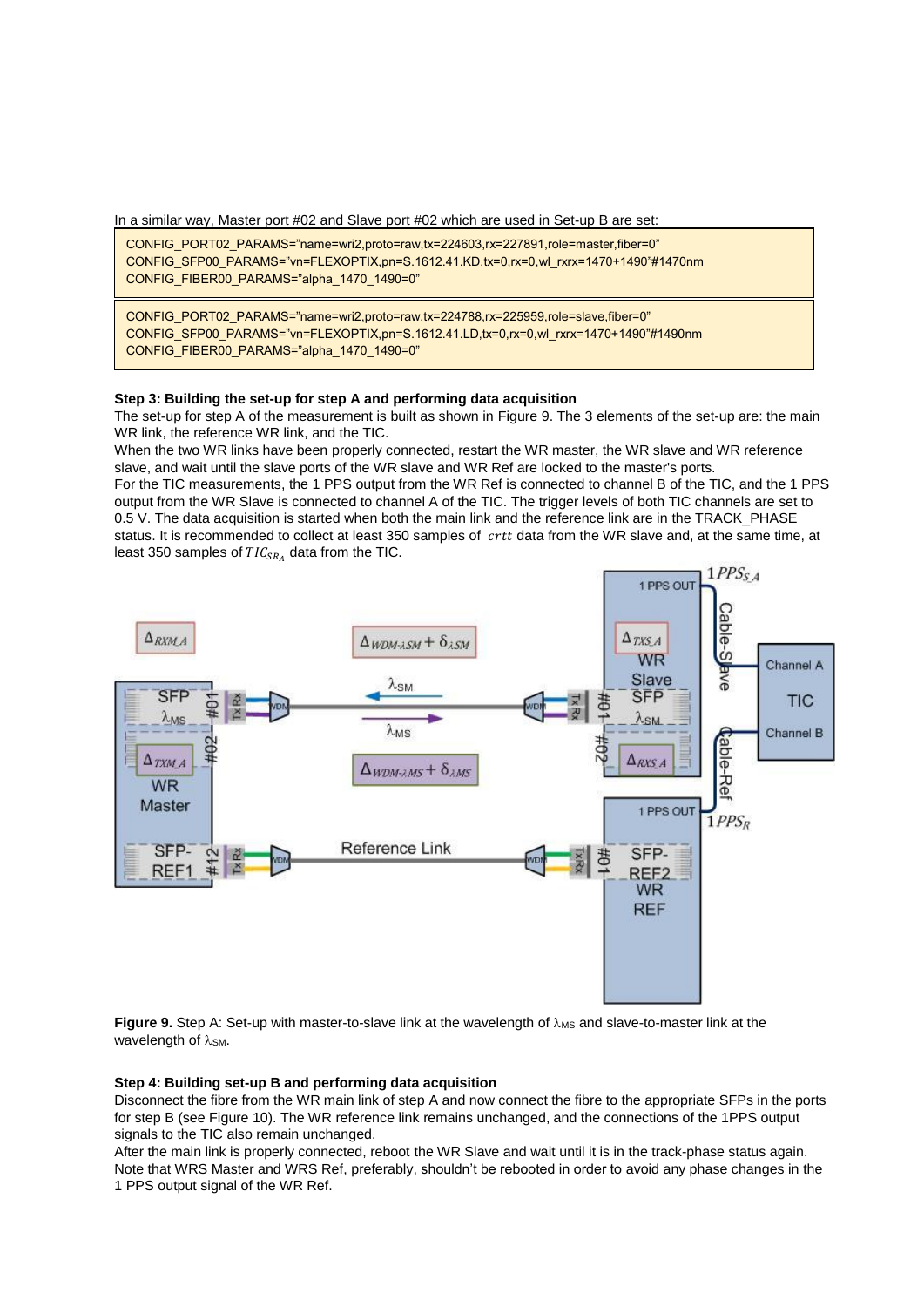In a similar way, Master port #02 and Slave port #02 which are used in Set-up B are set:

```
CONFIG_PORT02_PARAMS="name=wri2,proto=raw,tx=224603,rx=227891,role=master,fiber=0"
CONFIG_SFP00_PARAMS="vn=FLEXOPTIX,pn=S.1612.41.KD,tx=0,rx=0,wl_rxrx=1470+1490"#1470nm
CONFIG_FIBER00_PARAMS="alpha_1470_1490=0"
```

```
CONFIG_PORT02_PARAMS="name=wri2,proto=raw,tx=224788,rx=225959,role=slave,fiber=0"
CONFIG_SFP00_PARAMS="vn=FLEXOPTIX,pn=S.1612.41.LD,tx=0,rx=0,wl_rxrx=1470+1490"#1490nm
CONFIG_FIBER00_PARAMS="alpha_1470_1490=0"
```

**Step 3: Building the set-up for step A and performing data acquisition**

The set-up for step A of the measurement is built as shown in Figure 9. The 3 elements of the set-up are: the main WR link, the reference WR link, and the TIC.

When the two WR links have been properly connected, restart the WR master, the WR slave and WR reference slave, and wait until the slave ports of the WR slave and WR Ref are locked to the master's ports.

For the TIC measurements, the 1 PPS output from the WR Ref is connected to channel B of the TIC, and the 1 PPS output from the WR Slave is connected to channel A of the TIC. The trigger levels of both TIC channels are set to 0.5 V. The data acquisition is started when both the main link and the reference link are in the TRACK_PHASE status. It is recommended to collect at least 350 samples of $crtt$ data from the WR slave and, at the same time, at least 350 samples of $TIC_{SR_A}$ data from the TIC.

**Figure 9.** Step A: Set-up with master-to-slave link at the wavelength of $\lambda_{MS}$ and slave-to-master link at the wavelength of $\lambda_{SM}$.

**Step 4: Building set-up B and performing data acquisition**

Disconnect the fibre from the WR main link of step A and now connect the fibre to the appropriate SFPs in the ports for step B (see Figure 10). The WR reference link remains unchanged, and the connections of the 1PPS output signals to the TIC also remain unchanged.

After the main link is properly connected, reboot the WR Slave and wait until it is in the track-phase status again. Note that WRS Master and WRS Ref, preferably, shouldn't be rebooted in order to avoid any phase changes in the 1 PPS output signal of the WR Ref.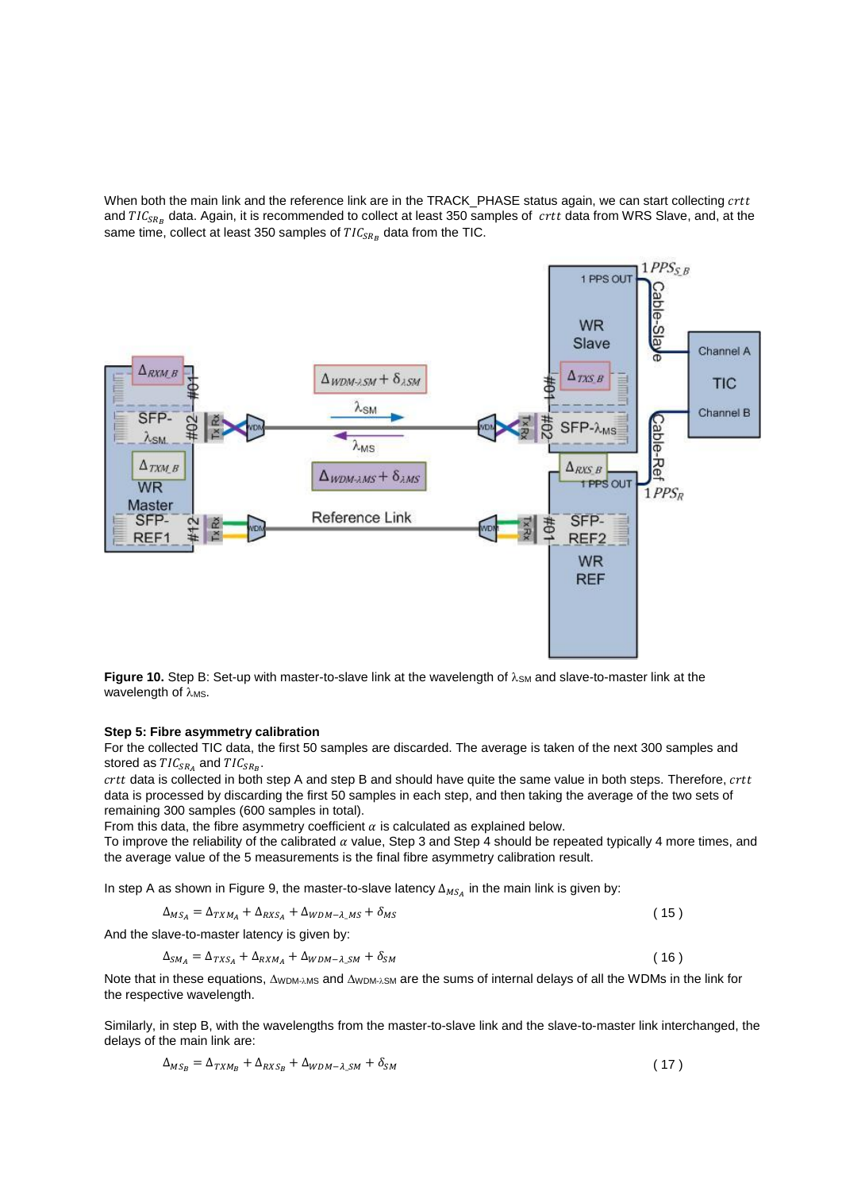When both the main link and the reference link are in the TRACK_PHASE status again, we can start collecting $crtt$ and $TIC_{SR_B}$ data. Again, it is recommended to collect at least 350 samples of $crtt$ data from WRS Slave, and, at the same time, collect at least 350 samples of $TIC_{SR_B}$ data from the TIC.

**Figure 10.** Step B: Set-up with master-to-slave link at the wavelength of $\lambda_{SM}$ and slave-to-master link at the wavelength of $\lambda_{MS}$.

**Step 5: Fibre asymmetry calibration**

For the collected TIC data, the first 50 samples are discarded. The average is taken of the next 300 samples and stored as $TIC_{SR_A}$ and $TIC_{SR_B}$.

$crtt$ data is collected in both step A and step B and should have quite the same value in both steps. Therefore, $crtt$ data is processed by discarding the first 50 samples in each step, and then taking the average of the two sets of remaining 300 samples (600 samples in total).

From this data, the fibre asymmetry coefficient $\alpha$ is calculated as explained below.

To improve the reliability of the calibrated $\alpha$ value, Step 3 and Step 4 should be repeated typically 4 more times, and the average value of the 5 measurements is the final fibre asymmetry calibration result.

In step A as shown in Figure 9, the master-to-slave latency $\Delta_{MS_A}$ in the main link is given by:

$$\Delta_{MS_A} = \Delta_{TXM_A} + \Delta_{RXS_A} + \Delta_{WDM-\lambda\_MS} + \delta_{MS} \qquad (15)$$

And the slave-to-master latency is given by:

$$\Delta_{SM_A} = \Delta_{TXS_A} + \Delta_{RXM_A} + \Delta_{WDM-\lambda\_SM} + \delta_{SM} \qquad (16)$$

Note that in these equations, $\Delta_{WDM\text{-}\lambda MS}$ and $\Delta_{WDM\text{-}\lambda SM}$ are the sums of internal delays of all the WDMs in the link for the respective wavelength.

Similarly, in step B, with the wavelengths from the master-to-slave link and the slave-to-master link interchanged, the delays of the main link are:

$$\Delta_{MS_B} = \Delta_{TXM_B} + \Delta_{RXS_B} + \Delta_{WDM-\lambda\_SM} + \delta_{SM} \qquad (17)$$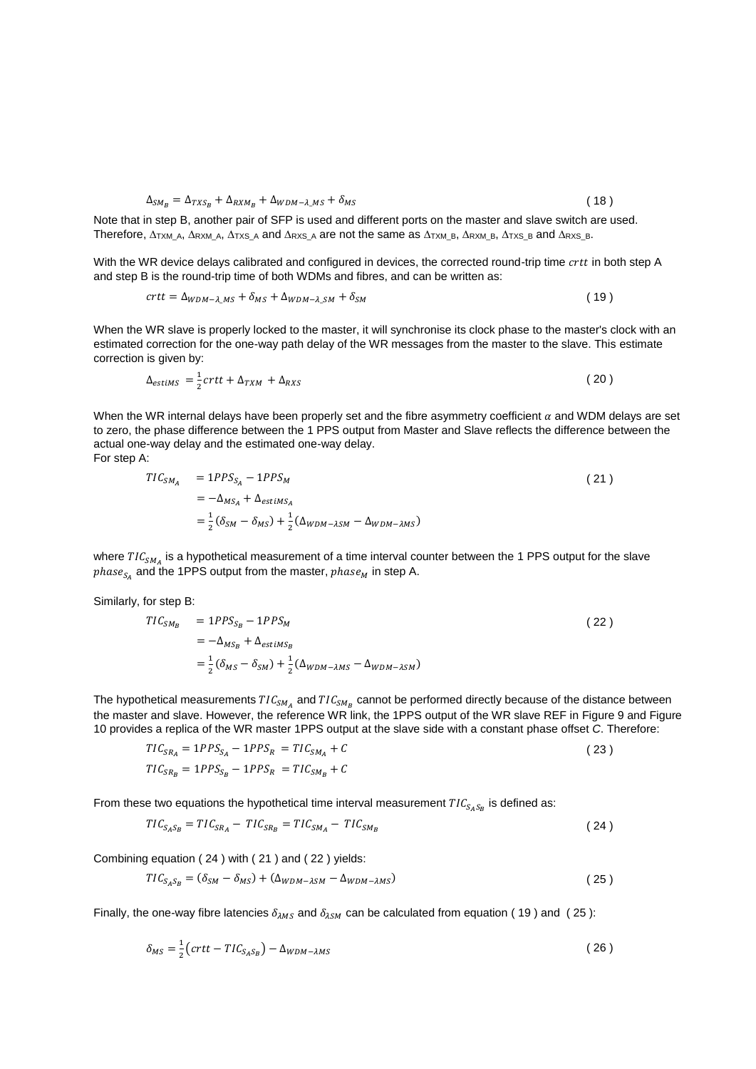$$\Delta_{SM_B} = \Delta_{TXS_B} + \Delta_{RXM_B} + \Delta_{WDM-\lambda\_MS} + \delta_{MS} \tag{18}$$

Note that in step B, another pair of SFP is used and different ports on the master and slave switch are used. Therefore, $\Delta_{TXM\_A}$, $\Delta_{RXM\_A}$, $\Delta_{TXS\_A}$ and $\Delta_{RXS\_A}$ are not the same as $\Delta_{TXM\_B}$, $\Delta_{RXM\_B}$, $\Delta_{TXS\_B}$ and $\Delta_{RXS\_B}$.

With the WR device delays calibrated and configured in devices, the corrected round-trip time $crtt$ in both step A and step B is the round-trip time of both WDMs and fibres, and can be written as:

$$crtt = \Delta_{WDM-\lambda\_MS} + \delta_{MS} + \Delta_{WDM-\lambda\_SM} + \delta_{SM} \tag{19}$$

When the WR slave is properly locked to the master, it will synchronise its clock phase to the master's clock with an estimated correction for the one-way path delay of the WR messages from the master to the slave. This estimate correction is given by:

$$\Delta_{estiMS} = \frac{1}{2}crtt + \Delta_{TXM} + \Delta_{RXS} \tag{20}$$

When the WR internal delays have been properly set and the fibre asymmetry coefficient $\alpha$ and WDM delays are set to zero, the phase difference between the 1 PPS output from Master and Slave reflects the difference between the actual one-way delay and the estimated one-way delay.
For step A:

$$\begin{aligned} TIC_{SM_A} &= 1PPS_{S_A} - 1PPS_M \\ &= -\Delta_{MS_A} + \Delta_{estiMS_A} \\ &= \frac{1}{2}(\delta_{SM} - \delta_{MS}) + \frac{1}{2}(\Delta_{WDM-\lambda SM} - \Delta_{WDM-\lambda MS}) \end{aligned} \tag{21}$$

where $TIC_{SM_A}$ is a hypothetical measurement of a time interval counter between the 1 PPS output for the slave $phase_{S_A}$ and the 1PPS output from the master, $phase_M$ in step A.

Similarly, for step B:

$$\begin{aligned} TIC_{SM_B} &= 1PPS_{S_B} - 1PPS_M \\ &= -\Delta_{MS_B} + \Delta_{estiMS_B} \\ &= \frac{1}{2}(\delta_{MS} - \delta_{SM}) + \frac{1}{2}(\Delta_{WDM-\lambda MS} - \Delta_{WDM-\lambda SM}) \end{aligned} \tag{22}$$

The hypothetical measurements $TIC_{SM_A}$ and $TIC_{SM_B}$ cannot be performed directly because of the distance between the master and slave. However, the reference WR link, the 1PPS output of the WR slave REF in Figure 9 and Figure 10 provides a replica of the WR master 1PPS output at the slave side with a constant phase offset *C*. Therefore:

$$\begin{aligned} TIC_{SR_A} &= 1PPS_{S_A} - 1PPS_R = TIC_{SM_A} + C \\ TIC_{SR_B} &= 1PPS_{S_B} - 1PPS_R = TIC_{SM_B} + C \end{aligned} \tag{23}$$

From these two equations the hypothetical time interval measurement $TIC_{S_AS_B}$ is defined as:

$$TIC_{S_AS_B} = TIC_{SR_A} - TIC_{SR_B} = TIC_{SM_A} - TIC_{SM_B} \tag{24}$$

Combining equation ( 24 ) with ( 21 ) and ( 22 ) yields:

$$TIC_{S_AS_B} = (\delta_{SM} - \delta_{MS}) + (\Delta_{WDM-\lambda SM} - \Delta_{WDM-\lambda MS}) \tag{25}$$

Finally, the one-way fibre latencies $\delta_{\lambda MS}$ and $\delta_{\lambda SM}$ can be calculated from equation ( 19 ) and ( 25 ):

$$\delta_{MS} = \frac{1}{2}\left(crtt - TIC_{S_AS_B}\right) - \Delta_{WDM-\lambda MS} \tag{26}$$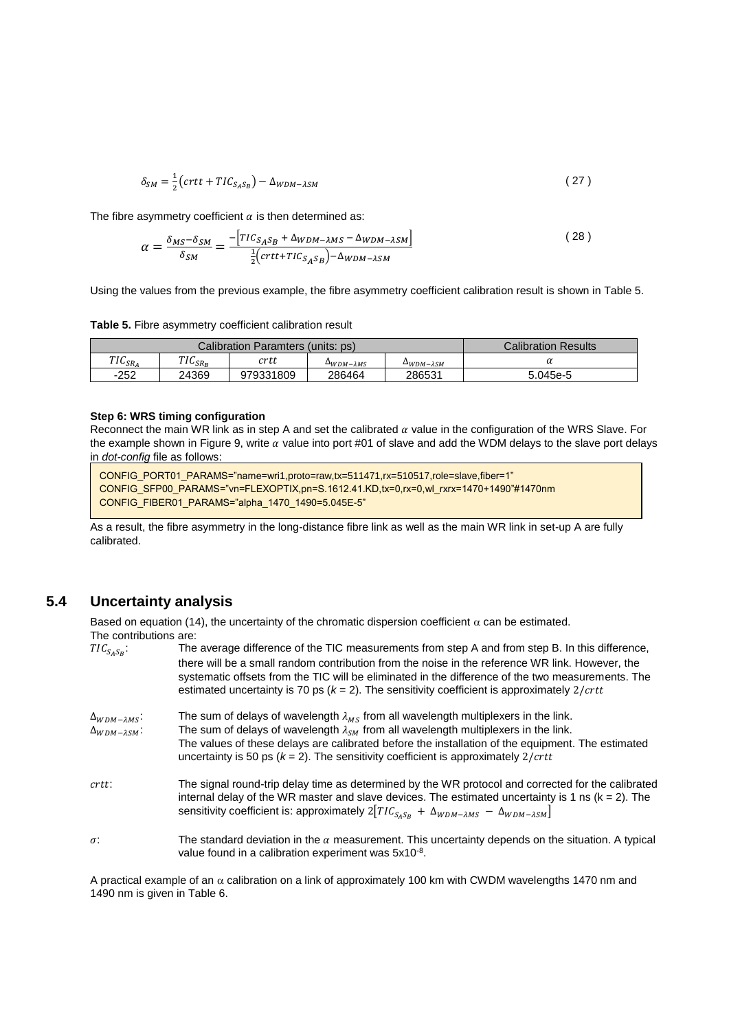$$\delta_{SM} = \frac{1}{2}\left(crtt + TIC_{S_A S_B}\right) - \Delta_{WDM-\lambda SM} \tag{27}$$

The fibre asymmetry coefficient $\alpha$ is then determined as:

$$\alpha = \frac{\delta_{MS} - \delta_{SM}}{\delta_{SM}} = \frac{-\left[TIC_{S_A S_B} + \Delta_{WDM-\lambda MS} - \Delta_{WDM-\lambda SM}\right]}{\frac{1}{2}\left(crtt + TIC_{S_A S_B}\right) - \Delta_{WDM-\lambda SM}} \tag{28}$$

Using the values from the previous example, the fibre asymmetry coefficient calibration result is shown in Table 5.

**Table 5.** Fibre asymmetry coefficient calibration result

| Calibration Paramters (units: ps) | | | | | Calibration Results |
|---|---|---|---|---|---|
| $TIC_{SR_A}$ | $TIC_{SR_B}$ | $crtt$ | $\Delta_{WDM-\lambda MS}$ | $\Delta_{WDM-\lambda SM}$ | $\alpha$ |
| -252 | 24369 | 979331809 | 286464 | 286531 | 5.045e-5 |

**Step 6: WRS timing configuration**

Reconnect the main WR link as in step A and set the calibrated $\alpha$ value in the configuration of the WRS Slave. For the example shown in Figure 9, write $\alpha$ value into port #01 of slave and add the WDM delays to the slave port delays in *dot-config* file as follows:

```
CONFIG_PORT01_PARAMS="name=wri1,proto=raw,tx=511471,rx=510517,role=slave,fiber=1"
CONFIG_SFP00_PARAMS="vn=FLEXOPTIX,pn=S.1612.41.KD,tx=0,rx=0,wl_rxrx=1470+1490"#1470nm
CONFIG_FIBER01_PARAMS="alpha_1470_1490=5.045E-5"
```

As a result, the fibre asymmetry in the long-distance fibre link as well as the main WR link in set-up A are fully calibrated.

## 5.4 Uncertainty analysis

Based on equation (14), the uncertainty of the chromatic dispersion coefficient $\alpha$ can be estimated.
The contributions are:

$TIC_{S_A S_B}$: The average difference of the TIC measurements from step A and from step B. In this difference, there will be a small random contribution from the noise in the reference WR link. However, the systematic offsets from the TIC will be eliminated in the difference of the two measurements. The estimated uncertainty is 70 ps ($k$ = 2). The sensitivity coefficient is approximately $2/crtt$

$\Delta_{WDM-\lambda MS}$: The sum of delays of wavelength $\lambda_{MS}$ from all wavelength multiplexers in the link.
$\Delta_{WDM-\lambda SM}$: The sum of delays of wavelength $\lambda_{SM}$ from all wavelength multiplexers in the link.
The values of these delays are calibrated before the installation of the equipment. The estimated uncertainty is 50 ps ($k$ = 2). The sensitivity coefficient is approximately $2/crtt$

$crtt$: The signal round-trip delay time as determined by the WR protocol and corrected for the calibrated internal delay of the WR master and slave devices. The estimated uncertainty is 1 ns (k = 2). The sensitivity coefficient is: approximately $2\left[TIC_{S_A S_B} + \Delta_{WDM-\lambda MS} - \Delta_{WDM-\lambda SM}\right]$

$\sigma$: The standard deviation in the $\alpha$ measurement. This uncertainty depends on the situation. A typical value found in a calibration experiment was $5 \times 10^{-8}$.

A practical example of an $\alpha$ calibration on a link of approximately 100 km with CWDM wavelengths 1470 nm and 1490 nm is given in Table 6.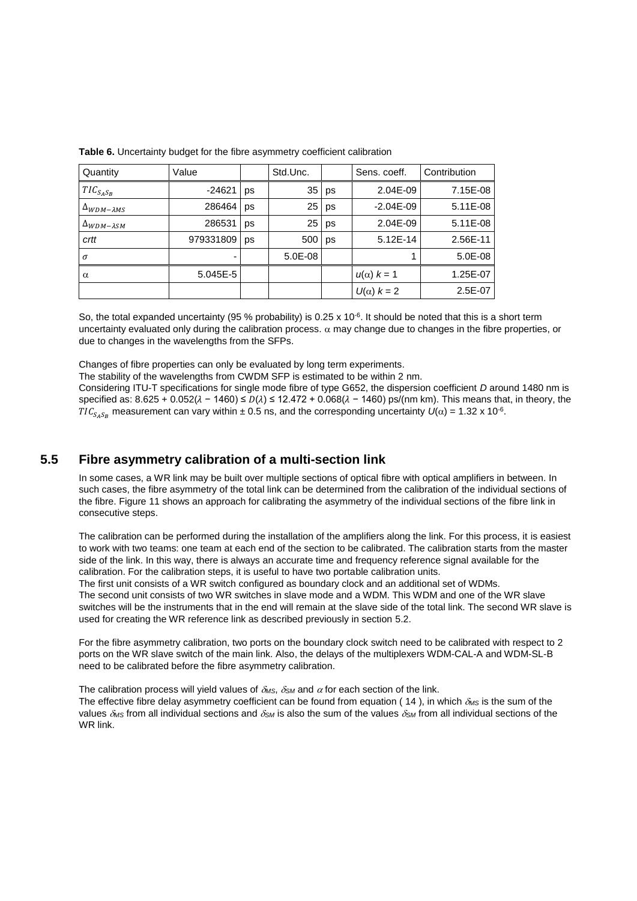**Table 6.** Uncertainty budget for the fibre asymmetry coefficient calibration

| Quantity | Value | | Std.Unc. | | Sens. coeff. | Contribution |
|---|---|---|---|---|---|---|
| $TIC_{S_A S_B}$ | -24621 | ps | 35 | ps | 2.04E-09 | 7.15E-08 |
| $\Delta_{WDM-\lambda MS}$ | 286464 | ps | 25 | ps | -2.04E-09 | 5.11E-08 |
| $\Delta_{WDM-\lambda SM}$ | 286531 | ps | 25 | ps | 2.04E-09 | 5.11E-08 |
| *crtt* | 979331809 | ps | 500 | ps | 5.12E-14 | 2.56E-11 |
| $\sigma$ | - | | 5.0E-08 | | 1 | 5.0E-08 |
| $\alpha$ | 5.045E-5 | | | | $u(\alpha)$ $k = 1$ | 1.25E-07 |
| | | | | | $U(\alpha)$ $k = 2$ | 2.5E-07 |

So, the total expanded uncertainty (95 % probability) is 0.25 x $10^{-6}$. It should be noted that this is a short term uncertainty evaluated only during the calibration process. $\alpha$ may change due to changes in the fibre properties, or due to changes in the wavelengths from the SFPs.

Changes of fibre properties can only be evaluated by long term experiments.
The stability of the wavelengths from CWDM SFP is estimated to be within 2 nm.
Considering ITU-T specifications for single mode fibre of type G652, the dispersion coefficient *D* around 1480 nm is specified as: $8.625 + 0.052(\lambda - 1460) \leq D(\lambda) \leq 12.472 + 0.068(\lambda - 1460)$ ps/(nm km). This means that, in theory, the $TIC_{S_A S_B}$ measurement can vary within ± 0.5 ns, and the corresponding uncertainty $U(\alpha)$ = 1.32 x $10^{-6}$.

## 5.5 Fibre asymmetry calibration of a multi-section link

In some cases, a WR link may be built over multiple sections of optical fibre with optical amplifiers in between. In such cases, the fibre asymmetry of the total link can be determined from the calibration of the individual sections of the fibre. Figure 11 shows an approach for calibrating the asymmetry of the individual sections of the fibre link in consecutive steps.

The calibration can be performed during the installation of the amplifiers along the link. For this process, it is easiest to work with two teams: one team at each end of the section to be calibrated. The calibration starts from the master side of the link. In this way, there is always an accurate time and frequency reference signal available for the calibration. For the calibration steps, it is useful to have two portable calibration units.
The first unit consists of a WR switch configured as boundary clock and an additional set of WDMs.
The second unit consists of two WR switches in slave mode and a WDM. This WDM and one of the WR slave switches will be the instruments that in the end will remain at the slave side of the total link. The second WR slave is used for creating the WR reference link as described previously in section 5.2.

For the fibre asymmetry calibration, two ports on the boundary clock switch need to be calibrated with respect to 2 ports on the WR slave switch of the main link. Also, the delays of the multiplexers WDM-CAL-A and WDM-SL-B need to be calibrated before the fibre asymmetry calibration.

The calibration process will yield values of $\delta_{MS}$, $\delta_{SM}$ and $\alpha$ for each section of the link.
The effective fibre delay asymmetry coefficient can be found from equation ( 14 ), in which $\delta_{MS}$ is the sum of the values $\delta_{MS}$ from all individual sections and $\delta_{SM}$ is also the sum of the values $\delta_{SM}$ from all individual sections of the WR link.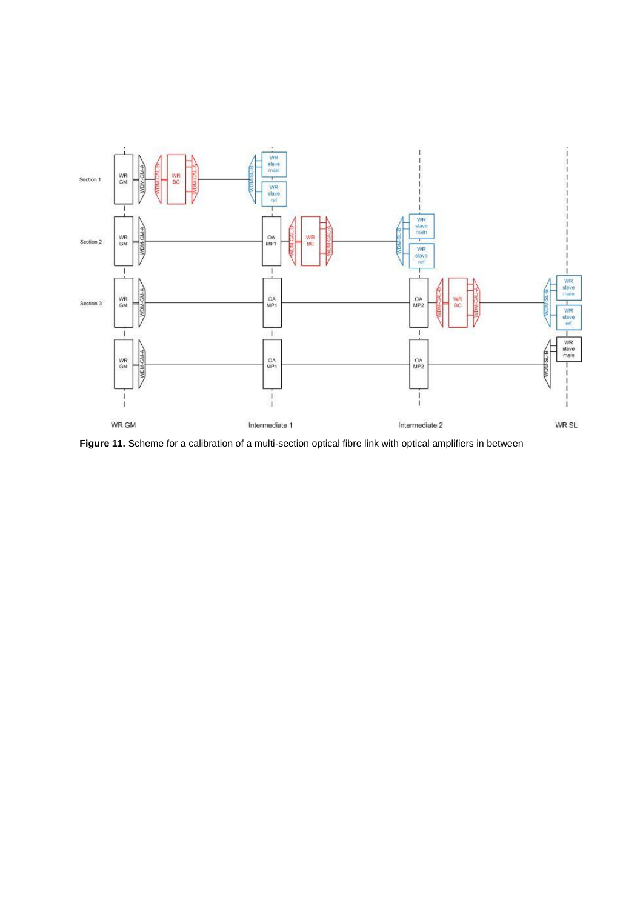**Figure 11.** Scheme for a calibration of a multi-section optical fibre link with optical amplifiers in between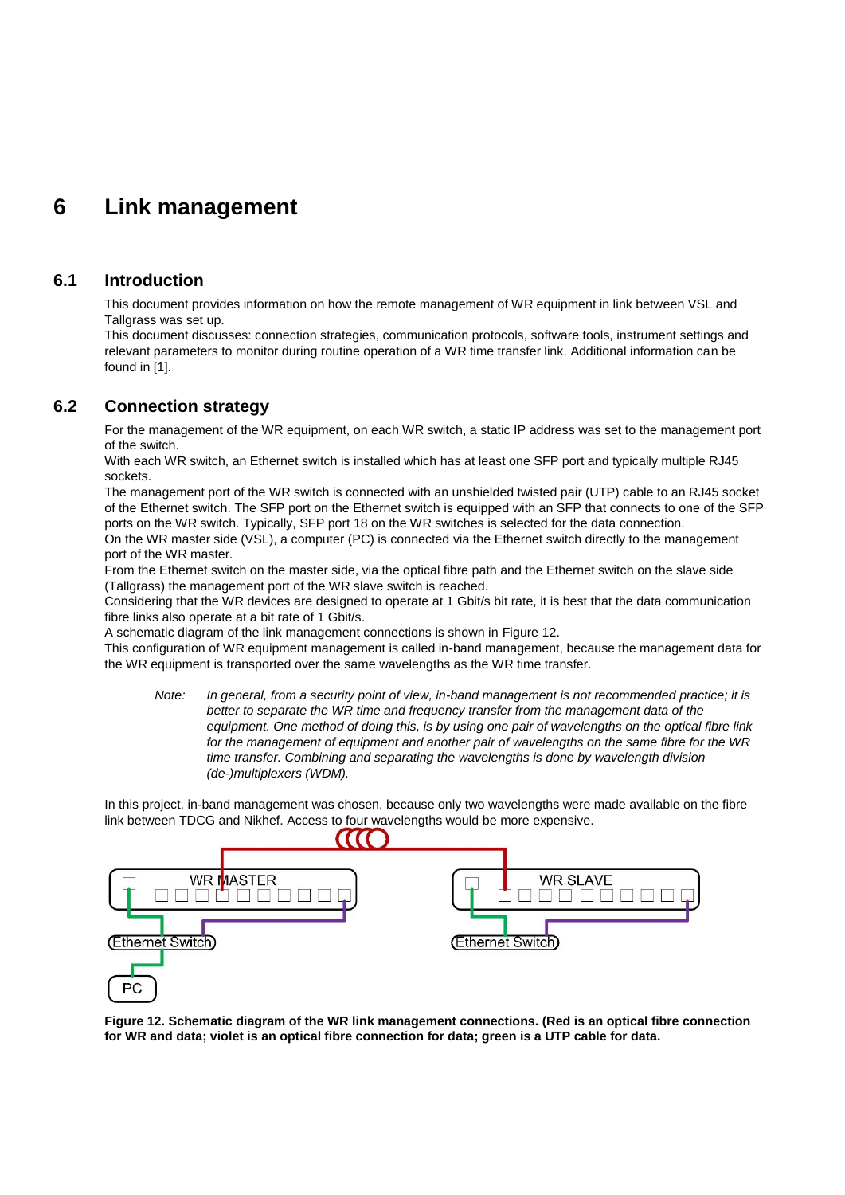# 6 Link management

## 6.1 Introduction

This document provides information on how the remote management of WR equipment in link between VSL and Tallgrass was set up.
This document discusses: connection strategies, communication protocols, software tools, instrument settings and relevant parameters to monitor during routine operation of a WR time transfer link. Additional information can be found in [1].

## 6.2 Connection strategy

For the management of the WR equipment, on each WR switch, a static IP address was set to the management port of the switch.
With each WR switch, an Ethernet switch is installed which has at least one SFP port and typically multiple RJ45 sockets.
The management port of the WR switch is connected with an unshielded twisted pair (UTP) cable to an RJ45 socket of the Ethernet switch. The SFP port on the Ethernet switch is equipped with an SFP that connects to one of the SFP ports on the WR switch. Typically, SFP port 18 on the WR switches is selected for the data connection.
On the WR master side (VSL), a computer (PC) is connected via the Ethernet switch directly to the management port of the WR master.
From the Ethernet switch on the master side, via the optical fibre path and the Ethernet switch on the slave side (Tallgrass) the management port of the WR slave switch is reached.
Considering that the WR devices are designed to operate at 1 Gbit/s bit rate, it is best that the data communication fibre links also operate at a bit rate of 1 Gbit/s.
A schematic diagram of the link management connections is shown in Figure 12.
This configuration of WR equipment management is called in-band management, because the management data for the WR equipment is transported over the same wavelengths as the WR time transfer.

> Note: *In general, from a security point of view, in-band management is not recommended practice; it is better to separate the WR time and frequency transfer from the management data of the equipment. One method of doing this, is by using one pair of wavelengths on the optical fibre link for the management of equipment and another pair of wavelengths on the same fibre for the WR time transfer. Combining and separating the wavelengths is done by wavelength division (de-)multiplexers (WDM).*

In this project, in-band management was chosen, because only two wavelengths were made available on the fibre link between TDCG and Nikhef. Access to four wavelengths would be more expensive.

**Figure 12. Schematic diagram of the WR link management connections. (Red is an optical fibre connection for WR and data; violet is an optical fibre connection for data; green is a UTP cable for data.**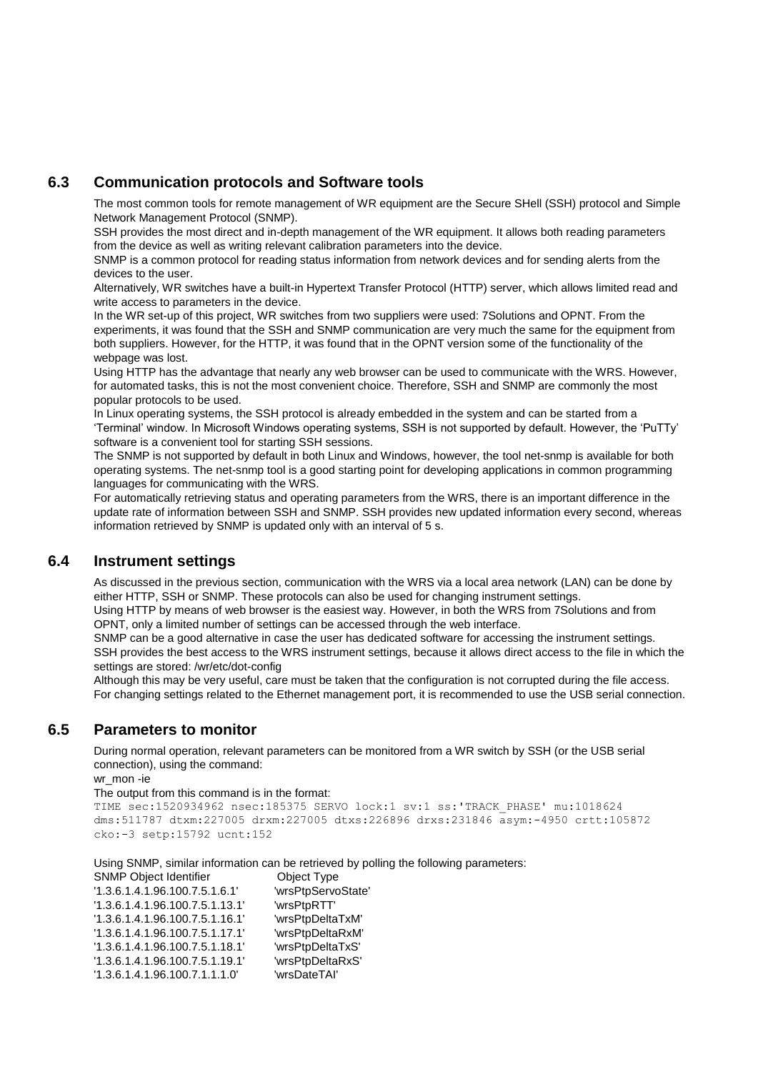## 6.3 Communication protocols and Software tools

The most common tools for remote management of WR equipment are the Secure SHell (SSH) protocol and Simple Network Management Protocol (SNMP).

SSH provides the most direct and in-depth management of the WR equipment. It allows both reading parameters from the device as well as writing relevant calibration parameters into the device.

SNMP is a common protocol for reading status information from network devices and for sending alerts from the devices to the user.

Alternatively, WR switches have a built-in Hypertext Transfer Protocol (HTTP) server, which allows limited read and write access to parameters in the device.

In the WR set-up of this project, WR switches from two suppliers were used: 7Solutions and OPNT. From the experiments, it was found that the SSH and SNMP communication are very much the same for the equipment from both suppliers. However, for the HTTP, it was found that in the OPNT version some of the functionality of the webpage was lost.

Using HTTP has the advantage that nearly any web browser can be used to communicate with the WRS. However, for automated tasks, this is not the most convenient choice. Therefore, SSH and SNMP are commonly the most popular protocols to be used.

In Linux operating systems, the SSH protocol is already embedded in the system and can be started from a 'Terminal' window. In Microsoft Windows operating systems, SSH is not supported by default. However, the 'PuTTy' software is a convenient tool for starting SSH sessions.

The SNMP is not supported by default in both Linux and Windows, however, the tool net-snmp is available for both operating systems. The net-snmp tool is a good starting point for developing applications in common programming languages for communicating with the WRS.

For automatically retrieving status and operating parameters from the WRS, there is an important difference in the update rate of information between SSH and SNMP. SSH provides new updated information every second, whereas information retrieved by SNMP is updated only with an interval of 5 s.

## 6.4 Instrument settings

As discussed in the previous section, communication with the WRS via a local area network (LAN) can be done by either HTTP, SSH or SNMP. These protocols can also be used for changing instrument settings.

Using HTTP by means of web browser is the easiest way. However, in both the WRS from 7Solutions and from OPNT, only a limited number of settings can be accessed through the web interface.

SNMP can be a good alternative in case the user has dedicated software for accessing the instrument settings.

SSH provides the best access to the WRS instrument settings, because it allows direct access to the file in which the settings are stored: /wr/etc/dot-config

Although this may be very useful, care must be taken that the configuration is not corrupted during the file access. For changing settings related to the Ethernet management port, it is recommended to use the USB serial connection.

## 6.5 Parameters to monitor

During normal operation, relevant parameters can be monitored from a WR switch by SSH (or the USB serial connection), using the command:

wr_mon -ie

The output from this command is in the format:

```
TIME sec:1520934962 nsec:185375 SERVO lock:1 sv:1 ss:'TRACK_PHASE' mu:1018624
dms:511787 dtxm:227005 drxm:227005 dtxs:226896 drxs:231846 asym:-4950 crtt:105872
cko:-3 setp:15792 ucnt:152
```

Using SNMP, similar information can be retrieved by polling the following parameters:

| SNMP Object Identifier | Object Type |
|---|---|
| '1.3.6.1.4.1.96.100.7.5.1.6.1' | 'wrsPtpServoState' |
| '1.3.6.1.4.1.96.100.7.5.1.13.1' | 'wrsPtpRTT' |
| '1.3.6.1.4.1.96.100.7.5.1.16.1' | 'wrsPtpDeltaTxM' |
| '1.3.6.1.4.1.96.100.7.5.1.17.1' | 'wrsPtpDeltaRxM' |
| '1.3.6.1.4.1.96.100.7.5.1.18.1' | 'wrsPtpDeltaTxS' |
| '1.3.6.1.4.1.96.100.7.5.1.19.1' | 'wrsPtpDeltaRxS' |
| '1.3.6.1.4.1.96.100.7.1.1.1.0' | 'wrsDateTAI' |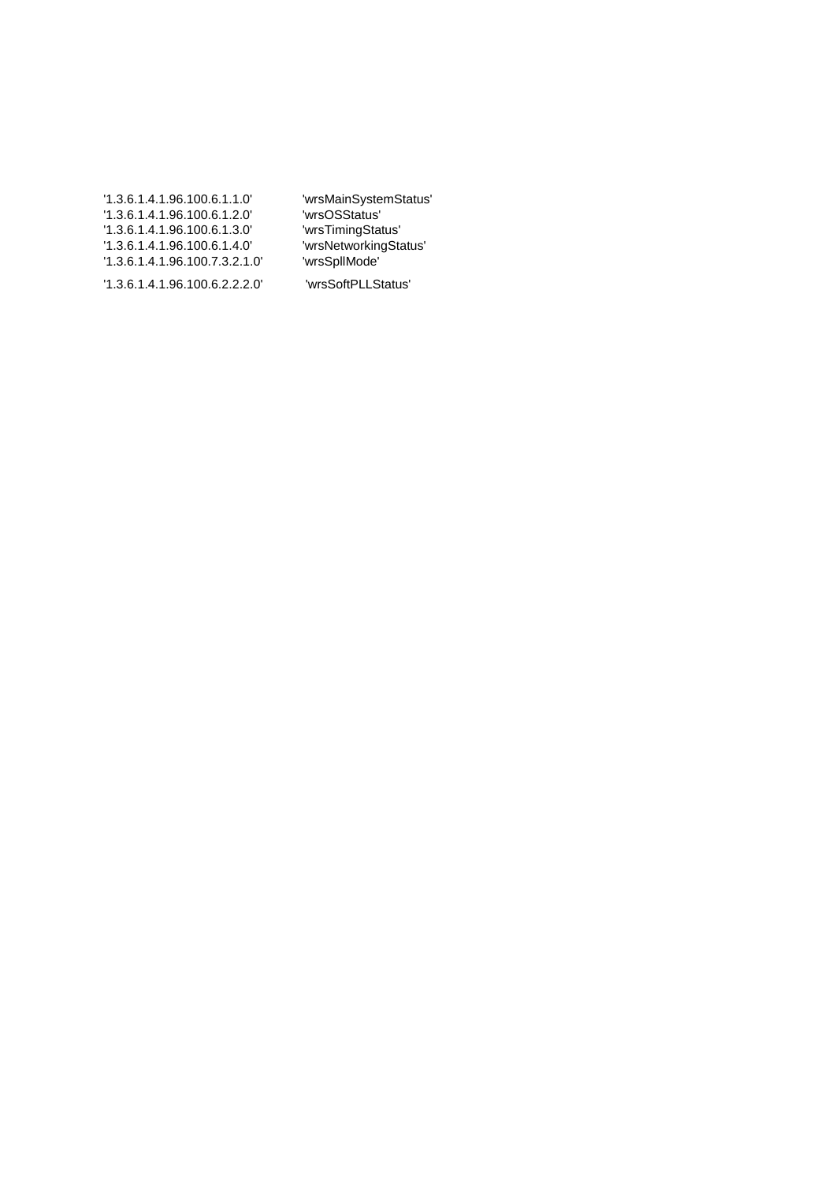| | |
|---|---|
| '1.3.6.1.4.1.96.100.6.1.1.0' | 'wrsMainSystemStatus' |
| '1.3.6.1.4.1.96.100.6.1.2.0' | 'wrsOSStatus' |
| '1.3.6.1.4.1.96.100.6.1.3.0' | 'wrsTimingStatus' |
| '1.3.6.1.4.1.96.100.6.1.4.0' | 'wrsNetworkingStatus' |
| '1.3.6.1.4.1.96.100.7.3.2.1.0' | 'wrsSpllMode' |
| '1.3.6.1.4.1.96.100.6.2.2.2.0' | 'wrsSoftPLLStatus' |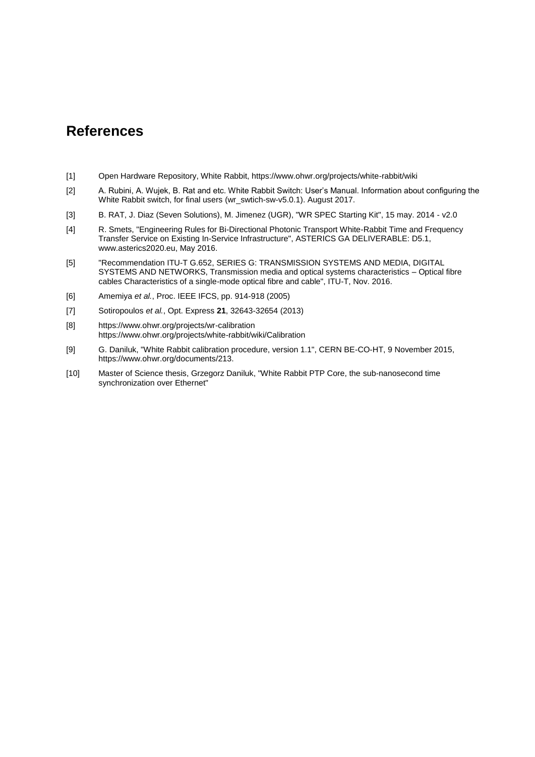# References

[1] Open Hardware Repository, White Rabbit, https://www.ohwr.org/projects/white-rabbit/wiki

[2] A. Rubini, A. Wujek, B. Rat and etc. White Rabbit Switch: User's Manual. Information about configuring the White Rabbit switch, for final users (wr_swtich-sw-v5.0.1). August 2017.

[3] B. RAT, J. Diaz (Seven Solutions), M. Jimenez (UGR), "WR SPEC Starting Kit", 15 may. 2014 - v2.0

[4] R. Smets, "Engineering Rules for Bi-Directional Photonic Transport White-Rabbit Time and Frequency Transfer Service on Existing In-Service Infrastructure", ASTERICS GA DELIVERABLE: D5.1, www.asterics2020.eu, May 2016.

[5] "Recommendation ITU-T G.652, SERIES G: TRANSMISSION SYSTEMS AND MEDIA, DIGITAL SYSTEMS AND NETWORKS, Transmission media and optical systems characteristics – Optical fibre cables Characteristics of a single-mode optical fibre and cable", ITU-T, Nov. 2016.

[6] Amemiya *et al.*, Proc. IEEE IFCS, pp. 914-918 (2005)

[7] Sotiropoulos *et al.*, Opt. Express **21**, 32643-32654 (2013)

[8] https://www.ohwr.org/projects/wr-calibration
https://www.ohwr.org/projects/white-rabbit/wiki/Calibration

[9] G. Daniluk, "White Rabbit calibration procedure, version 1.1", CERN BE-CO-HT, 9 November 2015, https://www.ohwr.org/documents/213.

[10] Master of Science thesis, Grzegorz Daniluk, "White Rabbit PTP Core, the sub-nanosecond time synchronization over Ethernet"